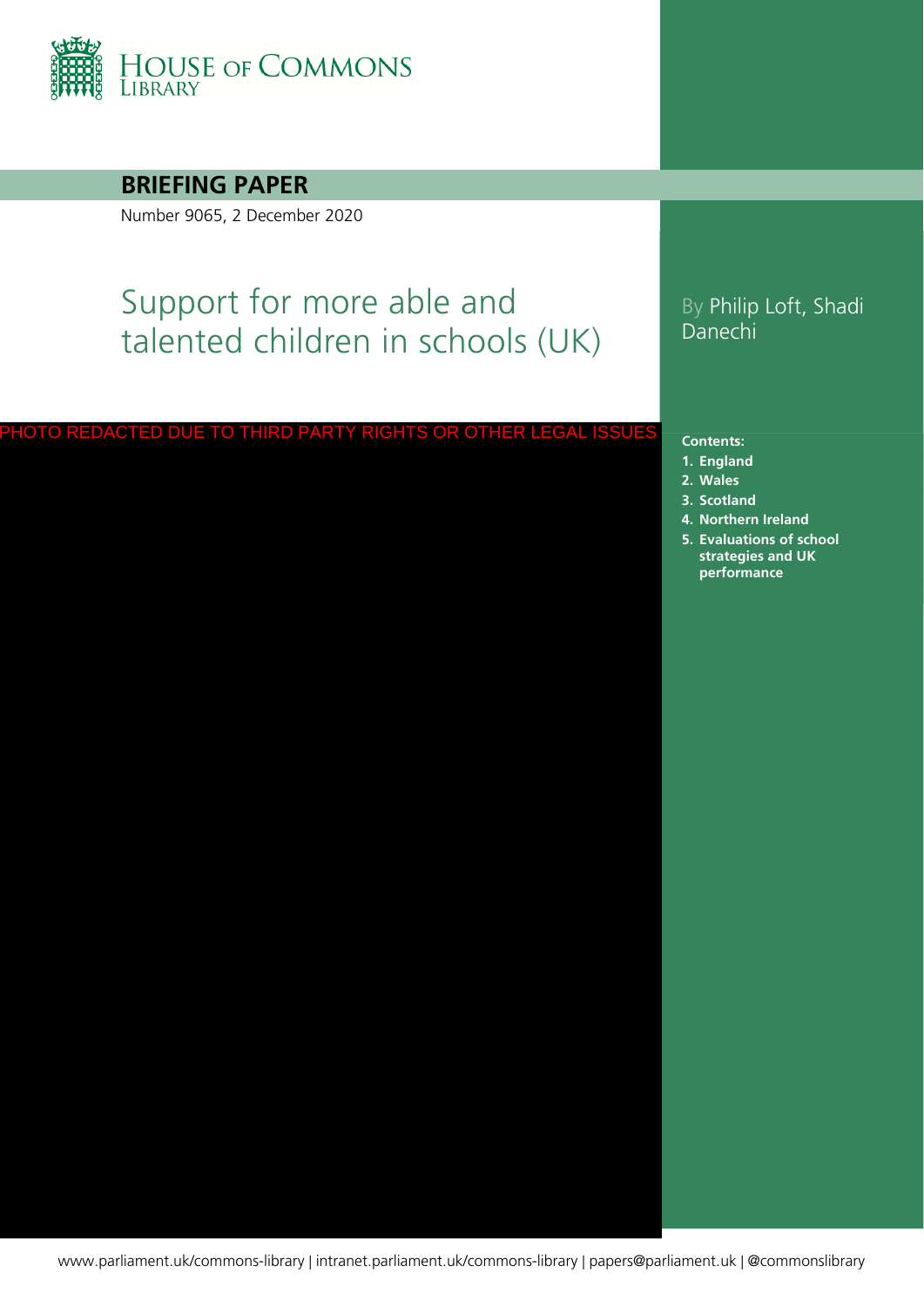HOUSE OF COMMONS LIBRARY

**BRIEFING PAPER**

Number 9065, 2 December 2020

# Support for more able and talented children in schools (UK)

By Philip Loft, Shadi Danechi

PHOTO REDACTED DUE TO THIRD PARTY RIGHTS OR OTHER LEGAL ISSUES

**Contents:**

1. **England**
2. **Wales**
3. **Scotland**
4. **Northern Ireland**
5. **Evaluations of school strategies and UK performance**

www.parliament.uk/commons-library | intranet.parliament.uk/commons-library | papers@parliament.uk | @commonslibrary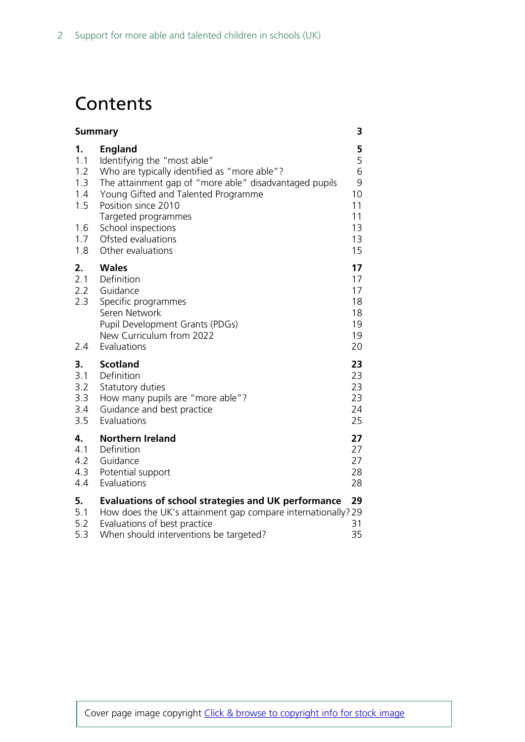# Contents

| | | |
|---|---|---|
| **Summary** | | **3** |
| **1.** | **England** | **5** |
| 1.1 | Identifying the "most able" | 5 |
| 1.2 | Who are typically identified as "more able"? | 6 |
| 1.3 | The attainment gap of "more able" disadvantaged pupils | 9 |
| 1.4 | Young Gifted and Talented Programme | 10 |
| 1.5 | Position since 2010 | 11 |
| | Targeted programmes | 11 |
| 1.6 | School inspections | 13 |
| 1.7 | Ofsted evaluations | 13 |
| 1.8 | Other evaluations | 15 |
| **2.** | **Wales** | **17** |
| 2.1 | Definition | 17 |
| 2.2 | Guidance | 17 |
| 2.3 | Specific programmes | 18 |
| | Seren Network | 18 |
| | Pupil Development Grants (PDGs) | 19 |
| | New Curriculum from 2022 | 19 |
| 2.4 | Evaluations | 20 |
| **3.** | **Scotland** | **23** |
| 3.1 | Definition | 23 |
| 3.2 | Statutory duties | 23 |
| 3.3 | How many pupils are "more able"? | 23 |
| 3.4 | Guidance and best practice | 24 |
| 3.5 | Evaluations | 25 |
| **4.** | **Northern Ireland** | **27** |
| 4.1 | Definition | 27 |
| 4.2 | Guidance | 27 |
| 4.3 | Potential support | 28 |
| 4.4 | Evaluations | 28 |
| **5.** | **Evaluations of school strategies and UK performance** | **29** |
| 5.1 | How does the UK's attainment gap compare internationally? | 29 |
| 5.2 | Evaluations of best practice | 31 |
| 5.3 | When should interventions be targeted? | 35 |

Cover page image copyright [Click & browse to copyright info for stock image]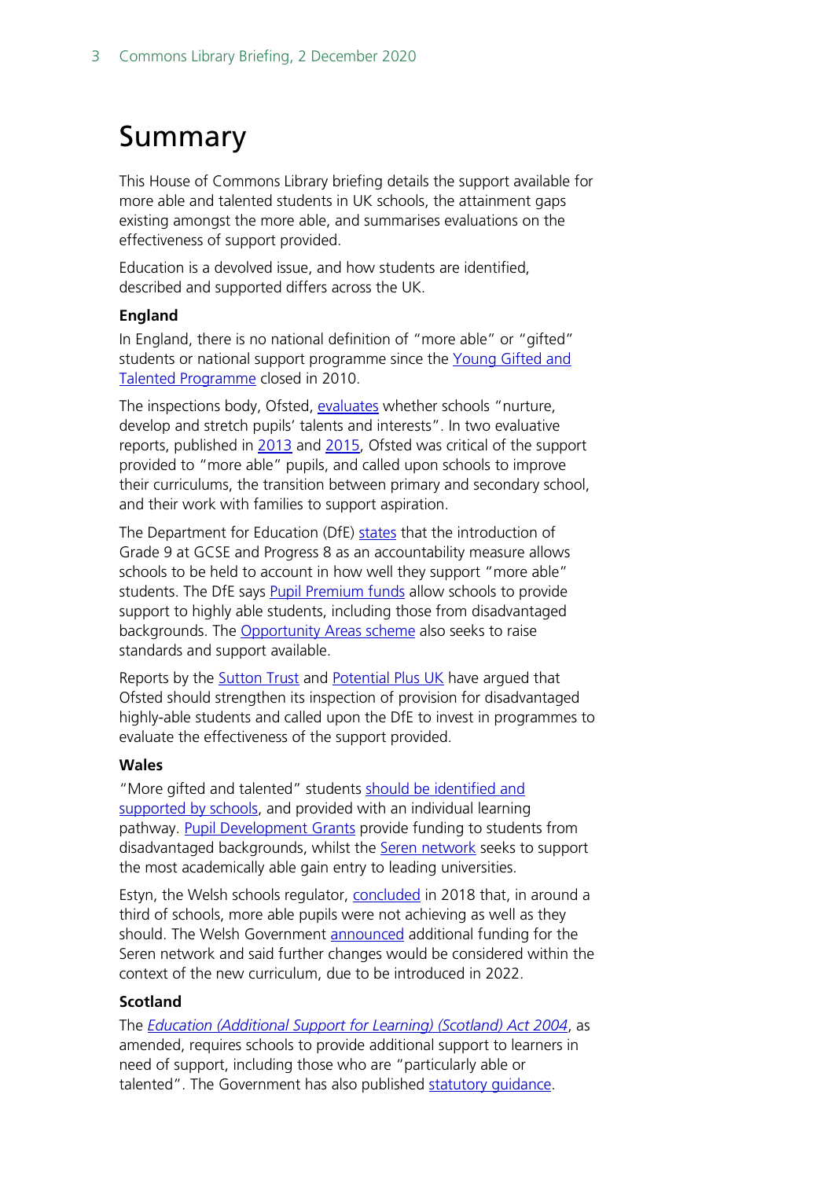# Summary

This House of Commons Library briefing details the support available for more able and talented students in UK schools, the attainment gaps existing amongst the more able, and summarises evaluations on the effectiveness of support provided.

Education is a devolved issue, and how students are identified, described and supported differs across the UK.

**England**

In England, there is no national definition of "more able" or "gifted" students or national support programme since the Young Gifted and Talented Programme closed in 2010.

The inspections body, Ofsted, evaluates whether schools "nurture, develop and stretch pupils' talents and interests". In two evaluative reports, published in 2013 and 2015, Ofsted was critical of the support provided to "more able" pupils, and called upon schools to improve their curriculums, the transition between primary and secondary school, and their work with families to support aspiration.

The Department for Education (DfE) states that the introduction of Grade 9 at GCSE and Progress 8 as an accountability measure allows schools to be held to account in how well they support "more able" students. The DfE says Pupil Premium funds allow schools to provide support to highly able students, including those from disadvantaged backgrounds. The Opportunity Areas scheme also seeks to raise standards and support available.

Reports by the Sutton Trust and Potential Plus UK have argued that Ofsted should strengthen its inspection of provision for disadvantaged highly-able students and called upon the DfE to invest in programmes to evaluate the effectiveness of the support provided.

**Wales**

"More gifted and talented" students should be identified and supported by schools, and provided with an individual learning pathway. Pupil Development Grants provide funding to students from disadvantaged backgrounds, whilst the Seren network seeks to support the most academically able gain entry to leading universities.

Estyn, the Welsh schools regulator, concluded in 2018 that, in around a third of schools, more able pupils were not achieving as well as they should. The Welsh Government announced additional funding for the Seren network and said further changes would be considered within the context of the new curriculum, due to be introduced in 2022.

**Scotland**

The *Education (Additional Support for Learning) (Scotland) Act 2004*, as amended, requires schools to provide additional support to learners in need of support, including those who are "particularly able or talented". The Government has also published statutory guidance.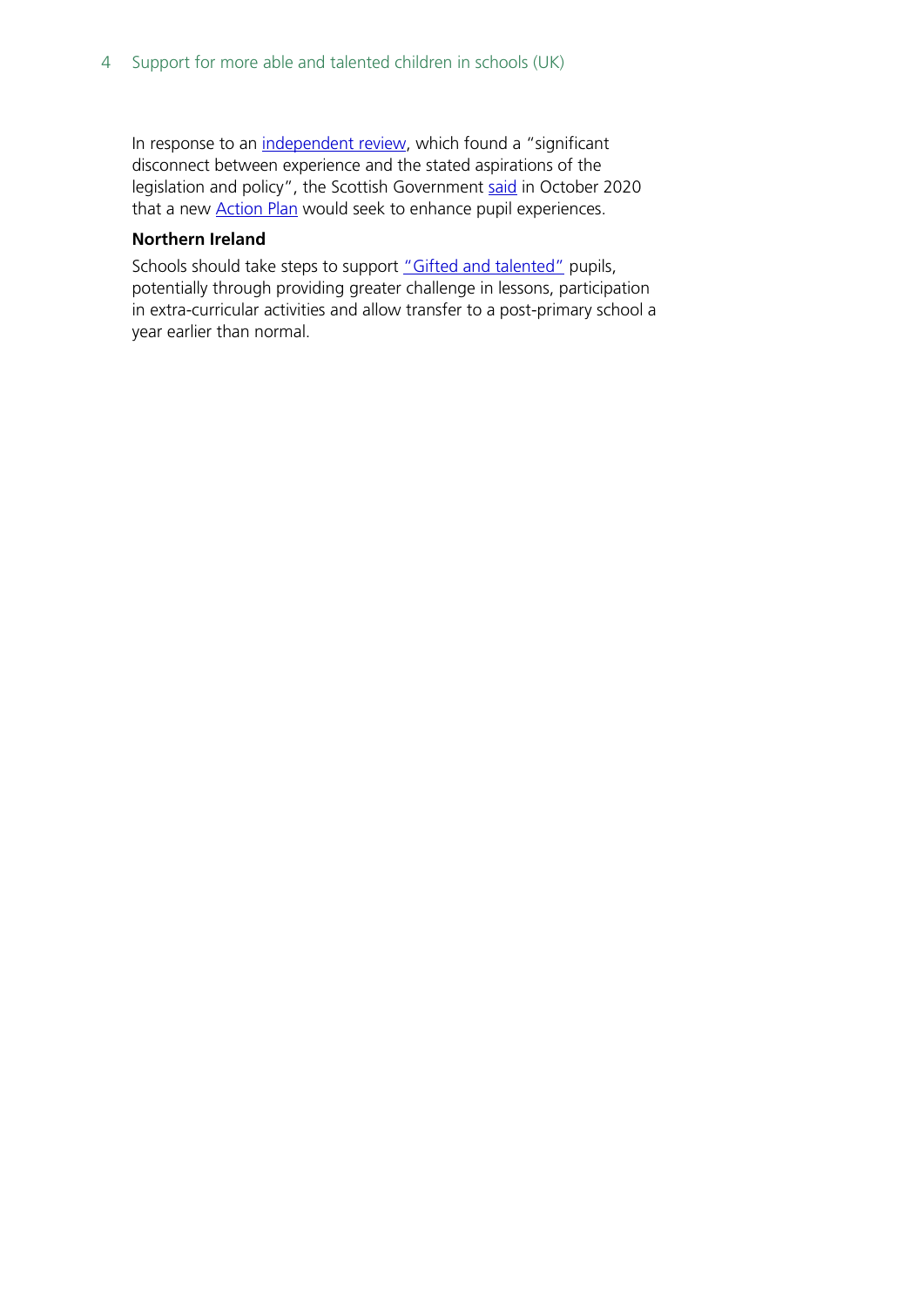In response to an independent review, which found a "significant disconnect between experience and the stated aspirations of the legislation and policy", the Scottish Government said in October 2020 that a new Action Plan would seek to enhance pupil experiences.

### Northern Ireland

Schools should take steps to support "Gifted and talented" pupils, potentially through providing greater challenge in lessons, participation in extra-curricular activities and allow transfer to a post-primary school a year earlier than normal.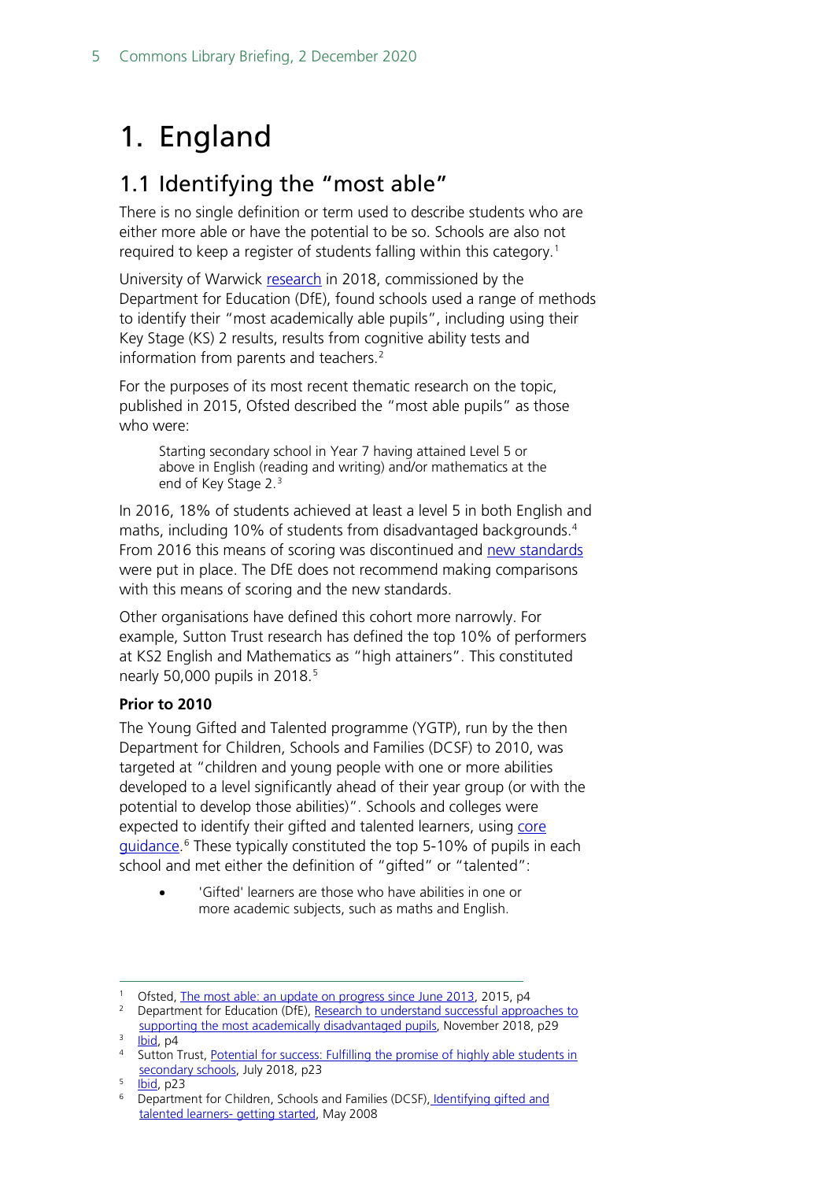# 1. England

## 1.1 Identifying the "most able"

There is no single definition or term used to describe students who are either more able or have the potential to be so. Schools are also not required to keep a register of students falling within this category.[1]

University of Warwick research in 2018, commissioned by the Department for Education (DfE), found schools used a range of methods to identify their "most academically able pupils", including using their Key Stage (KS) 2 results, results from cognitive ability tests and information from parents and teachers.[2]

For the purposes of its most recent thematic research on the topic, published in 2015, Ofsted described the "most able pupils" as those who were:

> Starting secondary school in Year 7 having attained Level 5 or above in English (reading and writing) and/or mathematics at the end of Key Stage 2.[3]

In 2016, 18% of students achieved at least a level 5 in both English and maths, including 10% of students from disadvantaged backgrounds.[4] From 2016 this means of scoring was discontinued and new standards were put in place. The DfE does not recommend making comparisons with this means of scoring and the new standards.

Other organisations have defined this cohort more narrowly. For example, Sutton Trust research has defined the top 10% of performers at KS2 English and Mathematics as "high attainers". This constituted nearly 50,000 pupils in 2018.[5]

**Prior to 2010**

The Young Gifted and Talented programme (YGTP), run by the then Department for Children, Schools and Families (DCSF) to 2010, was targeted at "children and young people with one or more abilities developed to a level significantly ahead of their year group (or with the potential to develop those abilities)". Schools and colleges were expected to identify their gifted and talented learners, using core guidance.[6] These typically constituted the top 5-10% of pupils in each school and met either the definition of "gifted" or "talented":

- 'Gifted' learners are those who have abilities in one or more academic subjects, such as maths and English.

---

[1] Ofsted, The most able: an update on progress since June 2013, 2015, p4

[2] Department for Education (DfE), Research to understand successful approaches to supporting the most academically disadvantaged pupils, November 2018, p29

[3] Ibid, p4

[4] Sutton Trust, Potential for success: Fulfilling the promise of highly able students in secondary schools, July 2018, p23

[5] Ibid, p23

[6] Department for Children, Schools and Families (DCSF), Identifying gifted and talented learners- getting started, May 2008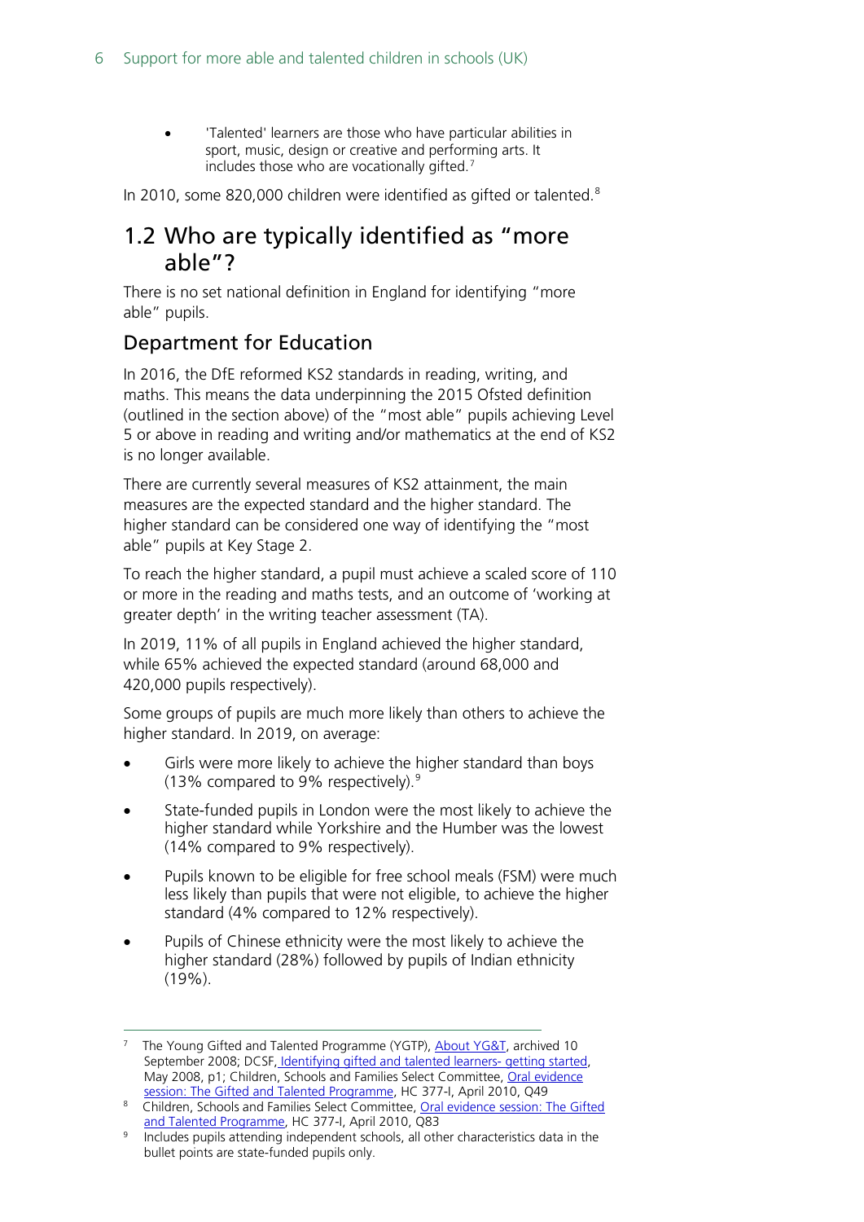- 'Talented' learners are those who have particular abilities in sport, music, design or creative and performing arts. It includes those who are vocationally gifted.[7]

In 2010, some 820,000 children were identified as gifted or talented.[8]

## 1.2 Who are typically identified as "more able"?

There is no set national definition in England for identifying "more able" pupils.

### Department for Education

In 2016, the DfE reformed KS2 standards in reading, writing, and maths. This means the data underpinning the 2015 Ofsted definition (outlined in the section above) of the "most able" pupils achieving Level 5 or above in reading and writing and/or mathematics at the end of KS2 is no longer available.

There are currently several measures of KS2 attainment, the main measures are the expected standard and the higher standard. The higher standard can be considered one way of identifying the "most able" pupils at Key Stage 2.

To reach the higher standard, a pupil must achieve a scaled score of 110 or more in the reading and maths tests, and an outcome of 'working at greater depth' in the writing teacher assessment (TA).

In 2019, 11% of all pupils in England achieved the higher standard, while 65% achieved the expected standard (around 68,000 and 420,000 pupils respectively).

Some groups of pupils are much more likely than others to achieve the higher standard. In 2019, on average:

- Girls were more likely to achieve the higher standard than boys (13% compared to 9% respectively).[9]
- State-funded pupils in London were the most likely to achieve the higher standard while Yorkshire and the Humber was the lowest (14% compared to 9% respectively).
- Pupils known to be eligible for free school meals (FSM) were much less likely than pupils that were not eligible, to achieve the higher standard (4% compared to 12% respectively).
- Pupils of Chinese ethnicity were the most likely to achieve the higher standard (28%) followed by pupils of Indian ethnicity (19%).

---

[7] The Young Gifted and Talented Programme (YGTP), About YG&T, archived 10 September 2008; DCSF, Identifying gifted and talented learners- getting started, May 2008, p1; Children, Schools and Families Select Committee, Oral evidence session: The Gifted and Talented Programme, HC 377-I, April 2010, Q49

[8] Children, Schools and Families Select Committee, Oral evidence session: The Gifted and Talented Programme, HC 377-I, April 2010, Q83

[9] Includes pupils attending independent schools, all other characteristics data in the bullet points are state-funded pupils only.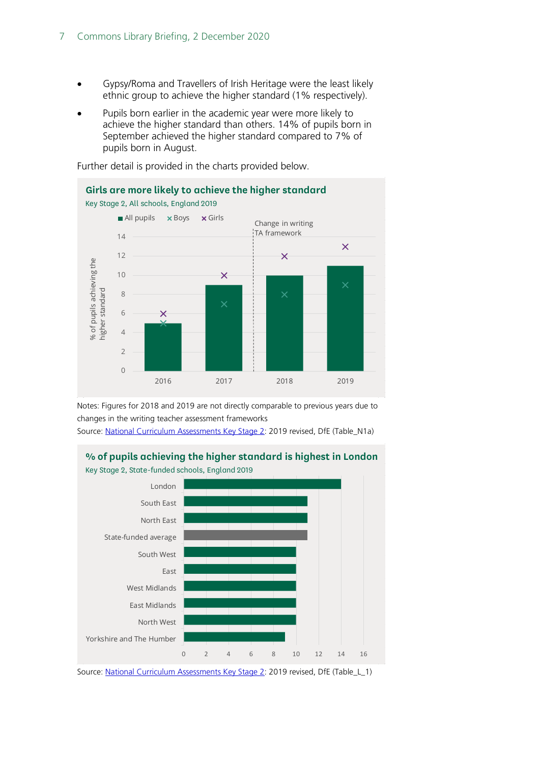- Gypsy/Roma and Travellers of Irish Heritage were the least likely ethnic group to achieve the higher standard (1% respectively).
- Pupils born earlier in the academic year were more likely to achieve the higher standard than others. 14% of pupils born in September achieved the higher standard compared to 7% of pupils born in August.

Further detail is provided in the charts provided below.

**Girls are more likely to achieve the higher standard**

Key Stage 2, All schools, England 2019

Notes: Figures for 2018 and 2019 are not directly comparable to previous years due to changes in the writing teacher assessment frameworks

Source: National Curriculum Assessments Key Stage 2: 2019 revised, DfE (Table_N1a)

**% of pupils achieving the higher standard is highest in London**

Key Stage 2, State-funded schools, England 2019

Source: National Curriculum Assessments Key Stage 2: 2019 revised, DfE (Table_L_1)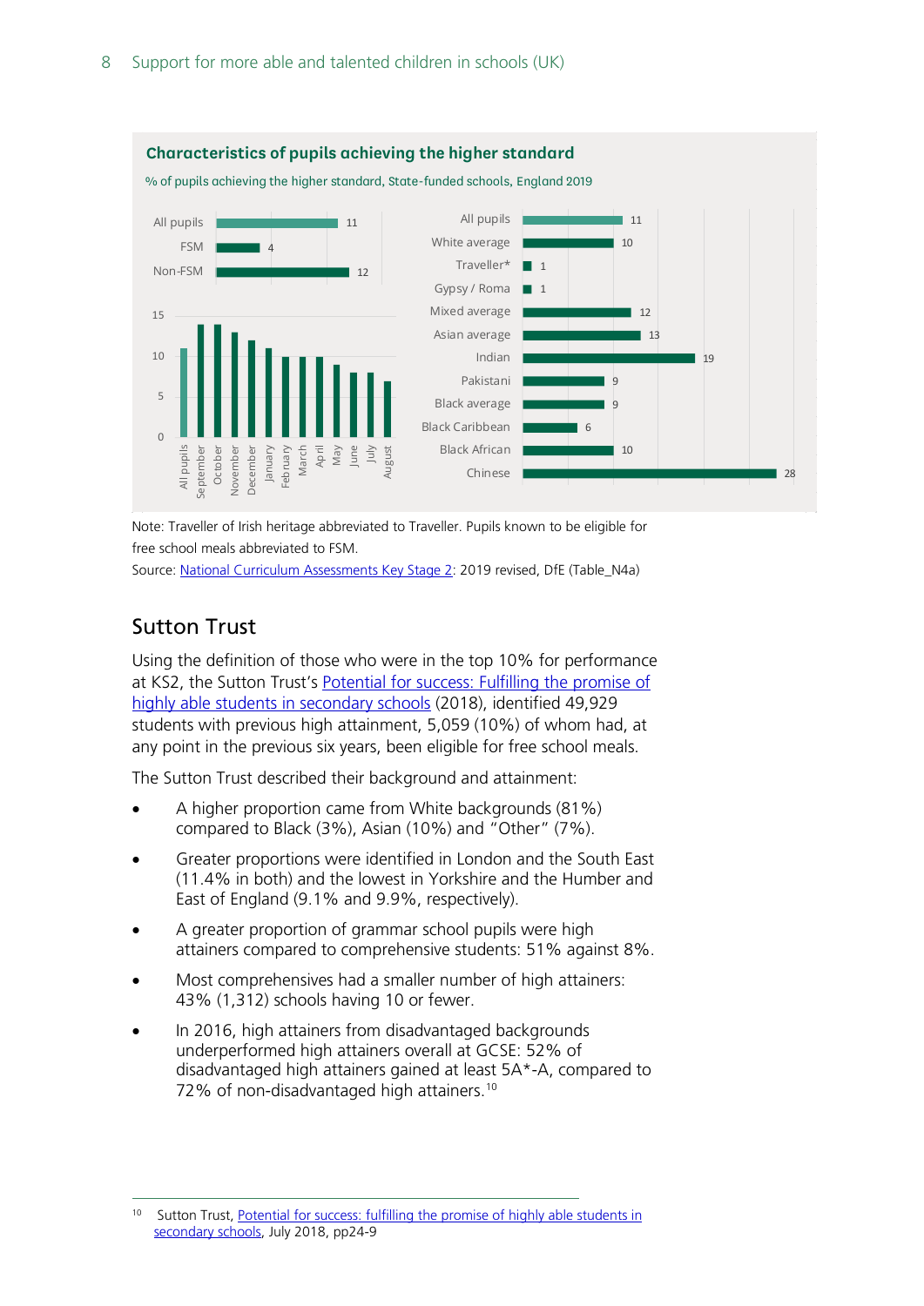**Characteristics of pupils achieving the higher standard**

% of pupils achieving the higher standard, State-funded schools, England 2019

| | % |
|---|---|
| All pupils | 11 |
| FSM | 4 |
| Non-FSM | 12 |

| | % |
|---|---|
| All pupils | 11 |
| White average | 10 |
| Traveller* | 1 |
| Gypsy / Roma | 1 |
| Mixed average | 12 |
| Asian average | 13 |
| Indian | 19 |
| Pakistani | 9 |
| Black average | 9 |
| Black Caribbean | 6 |
| Black African | 10 |
| Chinese | 28 |

Note: Traveller of Irish heritage abbreviated to Traveller. Pupils known to be eligible for free school meals abbreviated to FSM.

Source: [National Curriculum Assessments Key Stage 2](#): 2019 revised, DfE (Table_N4a)

## Sutton Trust

Using the definition of those who were in the top 10% for performance at KS2, the Sutton Trust's [Potential for success: Fulfilling the promise of highly able students in secondary schools](#) (2018), identified 49,929 students with previous high attainment, 5,059 (10%) of whom had, at any point in the previous six years, been eligible for free school meals.

The Sutton Trust described their background and attainment:

- A higher proportion came from White backgrounds (81%) compared to Black (3%), Asian (10%) and "Other" (7%).
- Greater proportions were identified in London and the South East (11.4% in both) and the lowest in Yorkshire and the Humber and East of England (9.1% and 9.9%, respectively).
- A greater proportion of grammar school pupils were high attainers compared to comprehensive students: 51% against 8%.
- Most comprehensives had a smaller number of high attainers: 43% (1,312) schools having 10 or fewer.
- In 2016, high attainers from disadvantaged backgrounds underperformed high attainers overall at GCSE: 52% of disadvantaged high attainers gained at least 5A*-A, compared to 72% of non-disadvantaged high attainers.[10]

[10] Sutton Trust, [Potential for success: fulfilling the promise of highly able students in secondary schools](#), July 2018, pp24-9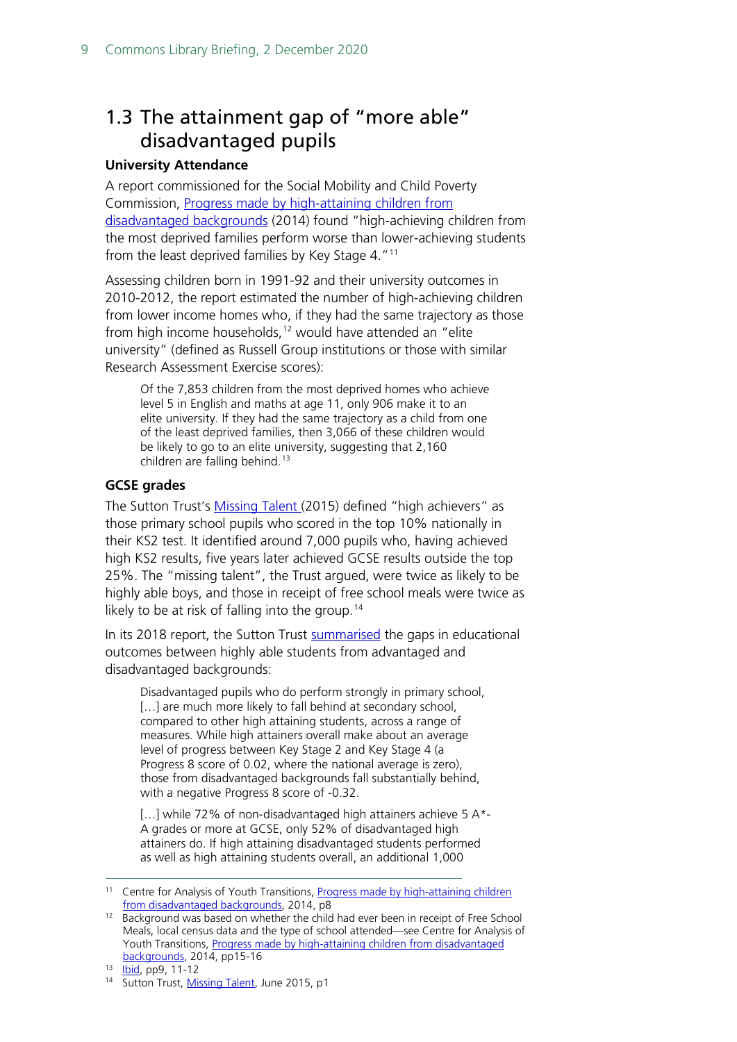## 1.3 The attainment gap of "more able" disadvantaged pupils

**University Attendance**

A report commissioned for the Social Mobility and Child Poverty Commission, Progress made by high-attaining children from disadvantaged backgrounds (2014) found "high-achieving children from the most deprived families perform worse than lower-achieving students from the least deprived families by Key Stage 4."[11]

Assessing children born in 1991-92 and their university outcomes in 2010-2012, the report estimated the number of high-achieving children from lower income homes who, if they had the same trajectory as those from high income households,[12] would have attended an "elite university" (defined as Russell Group institutions or those with similar Research Assessment Exercise scores):

> Of the 7,853 children from the most deprived homes who achieve level 5 in English and maths at age 11, only 906 make it to an elite university. If they had the same trajectory as a child from one of the least deprived families, then 3,066 of these children would be likely to go to an elite university, suggesting that 2,160 children are falling behind.[13]

**GCSE grades**

The Sutton Trust's Missing Talent (2015) defined "high achievers" as those primary school pupils who scored in the top 10% nationally in their KS2 test. It identified around 7,000 pupils who, having achieved high KS2 results, five years later achieved GCSE results outside the top 25%. The "missing talent", the Trust argued, were twice as likely to be highly able boys, and those in receipt of free school meals were twice as likely to be at risk of falling into the group.[14]

In its 2018 report, the Sutton Trust summarised the gaps in educational outcomes between highly able students from advantaged and disadvantaged backgrounds:

> Disadvantaged pupils who do perform strongly in primary school, […] are much more likely to fall behind at secondary school, compared to other high attaining students, across a range of measures. While high attainers overall make about an average level of progress between Key Stage 2 and Key Stage 4 (a Progress 8 score of 0.02, where the national average is zero), those from disadvantaged backgrounds fall substantially behind, with a negative Progress 8 score of -0.32.
>
> […] while 72% of non-disadvantaged high attainers achieve 5 A*-A grades or more at GCSE, only 52% of disadvantaged high attainers do. If high attaining disadvantaged students performed as well as high attaining students overall, an additional 1,000

---

[11] Centre for Analysis of Youth Transitions, Progress made by high-attaining children from disadvantaged backgrounds, 2014, p8

[12] Background was based on whether the child had ever been in receipt of Free School Meals, local census data and the type of school attended—see Centre for Analysis of Youth Transitions, Progress made by high-attaining children from disadvantaged backgrounds, 2014, pp15-16

[13] Ibid, pp9, 11-12

[14] Sutton Trust, Missing Talent, June 2015, p1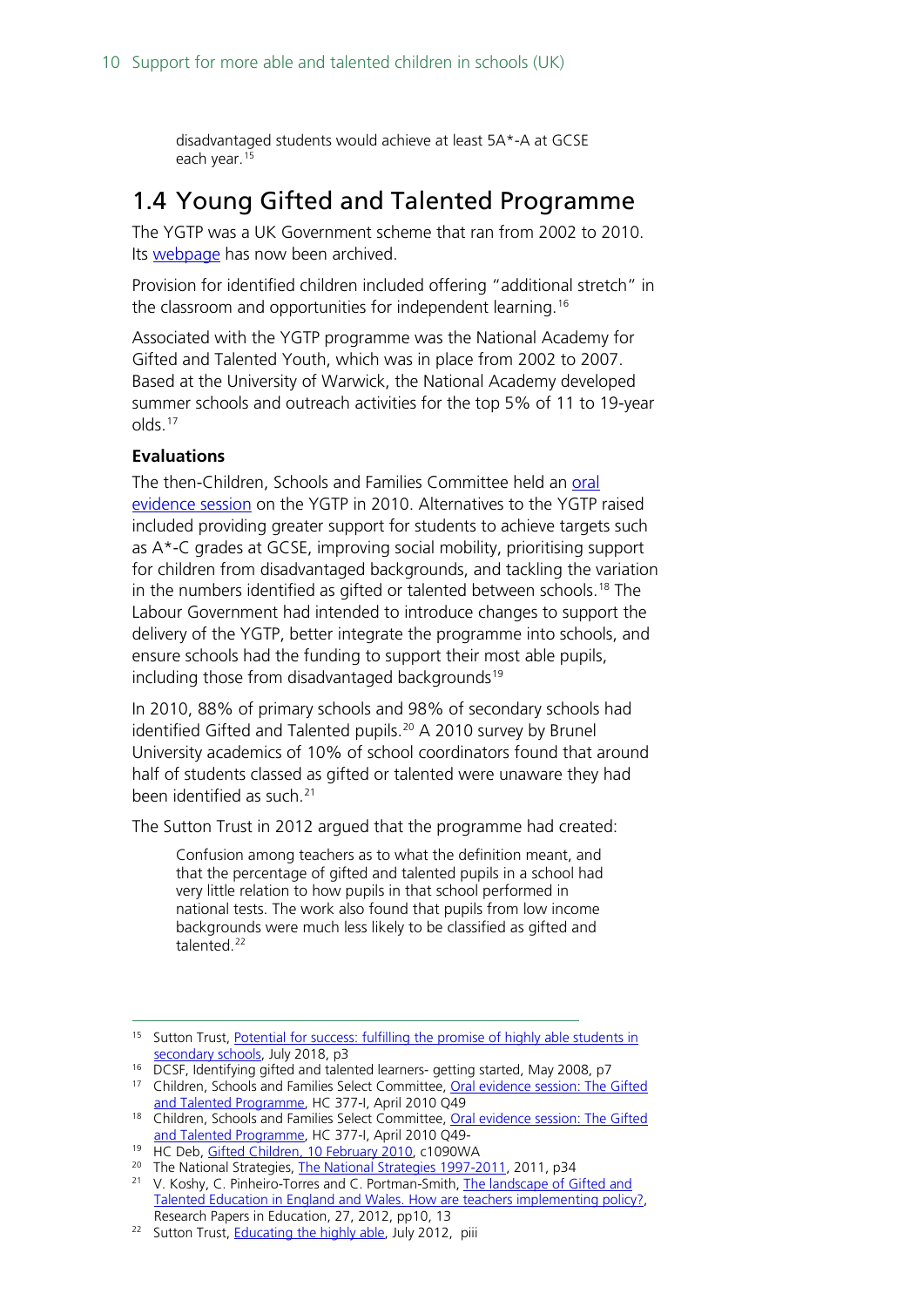disadvantaged students would achieve at least 5A*-A at GCSE each year.[15]

## 1.4 Young Gifted and Talented Programme

The YGTP was a UK Government scheme that ran from 2002 to 2010. Its webpage has now been archived.

Provision for identified children included offering "additional stretch" in the classroom and opportunities for independent learning.[16]

Associated with the YGTP programme was the National Academy for Gifted and Talented Youth, which was in place from 2002 to 2007. Based at the University of Warwick, the National Academy developed summer schools and outreach activities for the top 5% of 11 to 19-year olds.[17]

### Evaluations

The then-Children, Schools and Families Committee held an oral evidence session on the YGTP in 2010. Alternatives to the YGTP raised included providing greater support for students to achieve targets such as A*-C grades at GCSE, improving social mobility, prioritising support for children from disadvantaged backgrounds, and tackling the variation in the numbers identified as gifted or talented between schools.[18] The Labour Government had intended to introduce changes to support the delivery of the YGTP, better integrate the programme into schools, and ensure schools had the funding to support their most able pupils, including those from disadvantaged backgrounds[19]

In 2010, 88% of primary schools and 98% of secondary schools had identified Gifted and Talented pupils.[20] A 2010 survey by Brunel University academics of 10% of school coordinators found that around half of students classed as gifted or talented were unaware they had been identified as such.[21]

The Sutton Trust in 2012 argued that the programme had created:

> Confusion among teachers as to what the definition meant, and that the percentage of gifted and talented pupils in a school had very little relation to how pupils in that school performed in national tests. The work also found that pupils from low income backgrounds were much less likely to be classified as gifted and talented.[22]

---

[15] Sutton Trust, Potential for success: fulfilling the promise of highly able students in secondary schools, July 2018, p3

[16] DCSF, Identifying gifted and talented learners- getting started, May 2008, p7

[17] Children, Schools and Families Select Committee, Oral evidence session: The Gifted and Talented Programme, HC 377-I, April 2010 Q49

[18] Children, Schools and Families Select Committee, Oral evidence session: The Gifted and Talented Programme, HC 377-I, April 2010 Q49-

[19] HC Deb, Gifted Children, 10 February 2010, c1090WA

[20] The National Strategies, The National Strategies 1997-2011, 2011, p34

[21] V. Koshy, C. Pinheiro-Torres and C. Portman-Smith, The landscape of Gifted and Talented Education in England and Wales. How are teachers implementing policy?, Research Papers in Education, 27, 2012, pp10, 13

[22] Sutton Trust, Educating the highly able, July 2012, piii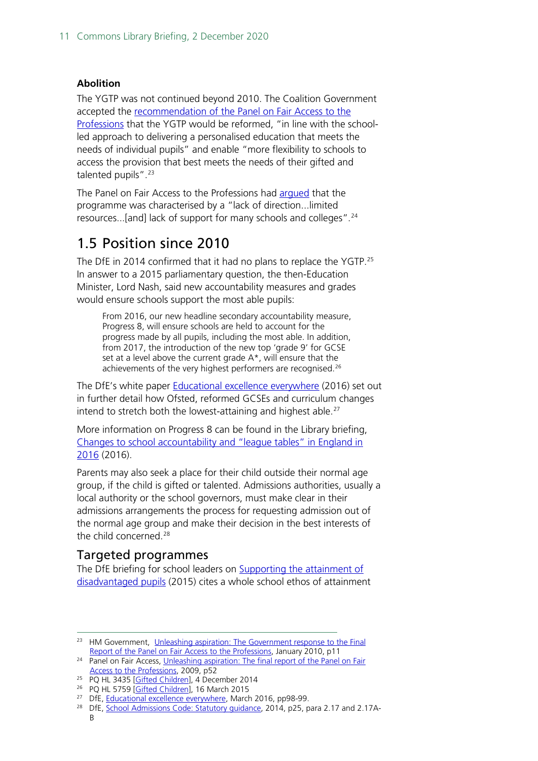**Abolition**

The YGTP was not continued beyond 2010. The Coalition Government accepted the recommendation of the Panel on Fair Access to the Professions that the YGTP would be reformed, "in line with the school-led approach to delivering a personalised education that meets the needs of individual pupils" and enable "more flexibility to schools to access the provision that best meets the needs of their gifted and talented pupils".[23]

The Panel on Fair Access to the Professions had argued that the programme was characterised by a "lack of direction...limited resources...[and] lack of support for many schools and colleges".[24]

## 1.5 Position since 2010

The DfE in 2014 confirmed that it had no plans to replace the YGTP.[25] In answer to a 2015 parliamentary question, the then-Education Minister, Lord Nash, said new accountability measures and grades would ensure schools support the most able pupils:

> From 2016, our new headline secondary accountability measure, Progress 8, will ensure schools are held to account for the progress made by all pupils, including the most able. In addition, from 2017, the introduction of the new top 'grade 9' for GCSE set at a level above the current grade A*, will ensure that the achievements of the very highest performers are recognised.[26]

The DfE's white paper Educational excellence everywhere (2016) set out in further detail how Ofsted, reformed GCSEs and curriculum changes intend to stretch both the lowest-attaining and highest able.[27]

More information on Progress 8 can be found in the Library briefing, Changes to school accountability and "league tables" in England in 2016 (2016).

Parents may also seek a place for their child outside their normal age group, if the child is gifted or talented. Admissions authorities, usually a local authority or the school governors, must make clear in their admissions arrangements the process for requesting admission out of the normal age group and make their decision in the best interests of the child concerned.[28]

### Targeted programmes

The DfE briefing for school leaders on Supporting the attainment of disadvantaged pupils (2015) cites a whole school ethos of attainment

---

[23] HM Government, Unleashing aspiration: The Government response to the Final Report of the Panel on Fair Access to the Professions, January 2010, p11

[24] Panel on Fair Access, Unleashing aspiration: The final report of the Panel on Fair Access to the Professions, 2009, p52

[25] PQ HL 3435 [Gifted Children], 4 December 2014

[26] PQ HL 5759 [Gifted Children], 16 March 2015

[27] DfE, Educational excellence everywhere, March 2016, pp98-99.

[28] DfE, School Admissions Code: Statutory guidance, 2014, p25, para 2.17 and 2.17A-B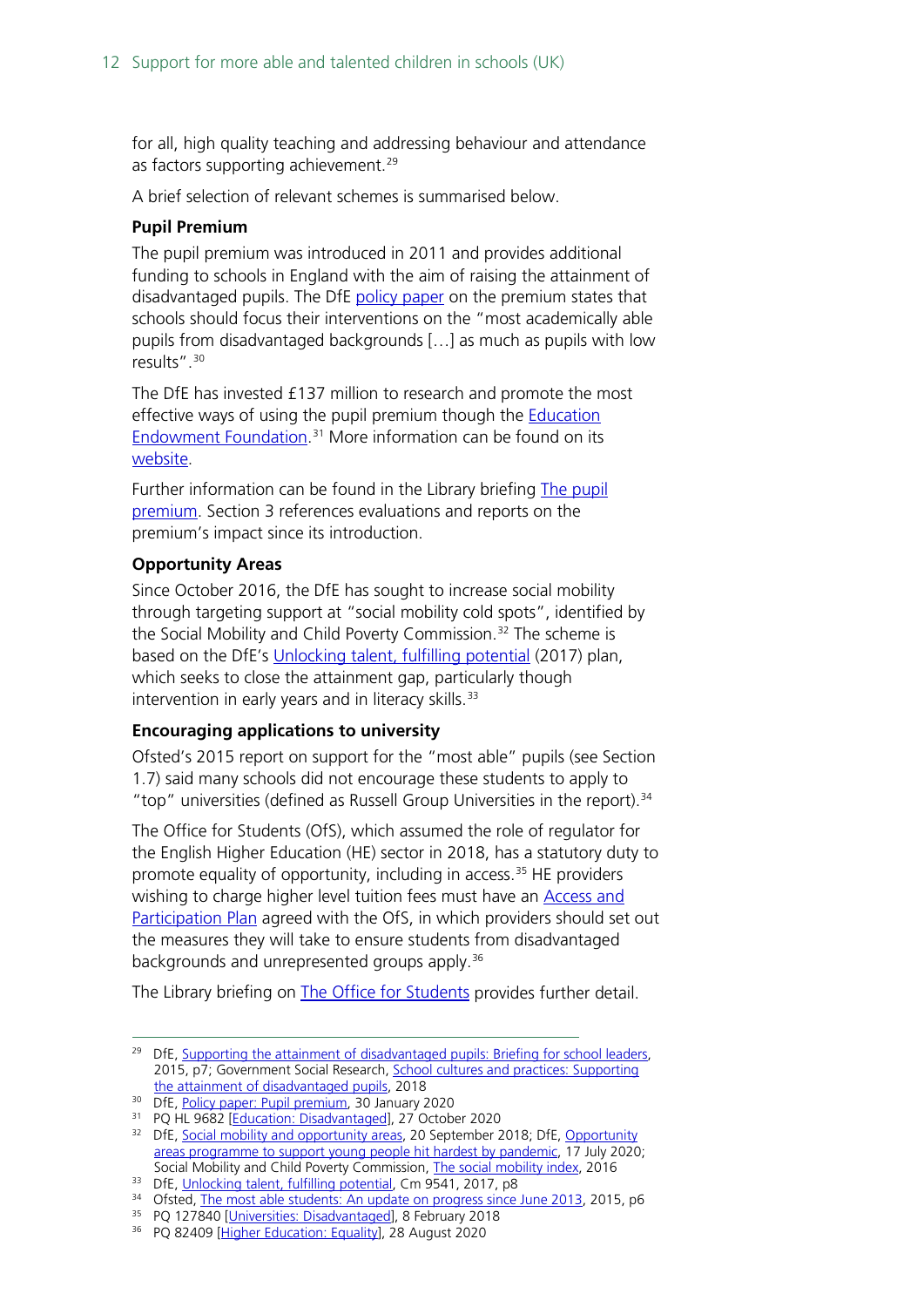for all, high quality teaching and addressing behaviour and attendance as factors supporting achievement.[29]

A brief selection of relevant schemes is summarised below.

**Pupil Premium**

The pupil premium was introduced in 2011 and provides additional funding to schools in England with the aim of raising the attainment of disadvantaged pupils. The DfE policy paper on the premium states that schools should focus their interventions on the "most academically able pupils from disadvantaged backgrounds […] as much as pupils with low results".[30]

The DfE has invested £137 million to research and promote the most effective ways of using the pupil premium though the Education Endowment Foundation.[31] More information can be found on its website.

Further information can be found in the Library briefing The pupil premium. Section 3 references evaluations and reports on the premium's impact since its introduction.

**Opportunity Areas**

Since October 2016, the DfE has sought to increase social mobility through targeting support at "social mobility cold spots", identified by the Social Mobility and Child Poverty Commission.[32] The scheme is based on the DfE's Unlocking talent, fulfilling potential (2017) plan, which seeks to close the attainment gap, particularly though intervention in early years and in literacy skills.[33]

**Encouraging applications to university**

Ofsted's 2015 report on support for the "most able" pupils (see Section 1.7) said many schools did not encourage these students to apply to "top" universities (defined as Russell Group Universities in the report).[34]

The Office for Students (OfS), which assumed the role of regulator for the English Higher Education (HE) sector in 2018, has a statutory duty to promote equality of opportunity, including in access.[35] HE providers wishing to charge higher level tuition fees must have an Access and Participation Plan agreed with the OfS, in which providers should set out the measures they will take to ensure students from disadvantaged backgrounds and unrepresented groups apply.[36]

The Library briefing on The Office for Students provides further detail.

---

[29] DfE, Supporting the attainment of disadvantaged pupils: Briefing for school leaders, 2015, p7; Government Social Research, School cultures and practices: Supporting the attainment of disadvantaged pupils, 2018

[30] DfE, Policy paper: Pupil premium, 30 January 2020

[31] PQ HL 9682 [Education: Disadvantaged], 27 October 2020

[32] DfE, Social mobility and opportunity areas, 20 September 2018; DfE, Opportunity areas programme to support young people hit hardest by pandemic, 17 July 2020; Social Mobility and Child Poverty Commission, The social mobility index, 2016

[33] DfE, Unlocking talent, fulfilling potential, Cm 9541, 2017, p8

[34] Ofsted, The most able students: An update on progress since June 2013, 2015, p6

[35] PQ 127840 [Universities: Disadvantaged], 8 February 2018

[36] PQ 82409 [Higher Education: Equality], 28 August 2020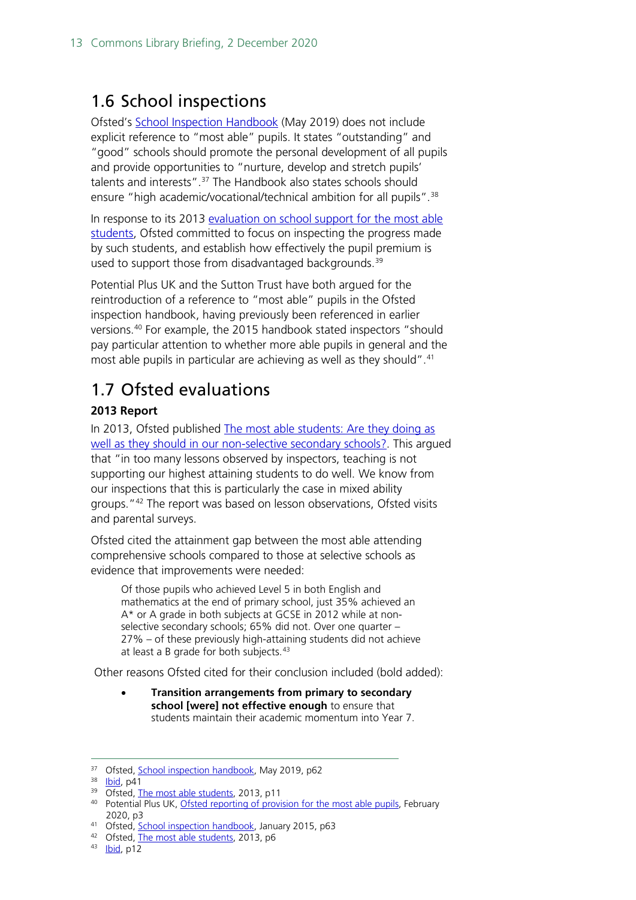## 1.6 School inspections

Ofsted's School Inspection Handbook (May 2019) does not include explicit reference to "most able" pupils. It states "outstanding" and "good" schools should promote the personal development of all pupils and provide opportunities to "nurture, develop and stretch pupils' talents and interests".[37] The Handbook also states schools should ensure "high academic/vocational/technical ambition for all pupils".[38]

In response to its 2013 evaluation on school support for the most able students, Ofsted committed to focus on inspecting the progress made by such students, and establish how effectively the pupil premium is used to support those from disadvantaged backgrounds.[39]

Potential Plus UK and the Sutton Trust have both argued for the reintroduction of a reference to "most able" pupils in the Ofsted inspection handbook, having previously been referenced in earlier versions.[40] For example, the 2015 handbook stated inspectors "should pay particular attention to whether more able pupils in general and the most able pupils in particular are achieving as well as they should".[41]

## 1.7 Ofsted evaluations

### 2013 Report

In 2013, Ofsted published The most able students: Are they doing as well as they should in our non-selective secondary schools?. This argued that "in too many lessons observed by inspectors, teaching is not supporting our highest attaining students to do well. We know from our inspections that this is particularly the case in mixed ability groups."[42] The report was based on lesson observations, Ofsted visits and parental surveys.

Ofsted cited the attainment gap between the most able attending comprehensive schools compared to those at selective schools as evidence that improvements were needed:

> Of those pupils who achieved Level 5 in both English and mathematics at the end of primary school, just 35% achieved an A* or A grade in both subjects at GCSE in 2012 while at non-selective secondary schools; 65% did not. Over one quarter – 27% – of these previously high-attaining students did not achieve at least a B grade for both subjects.[43]

Other reasons Ofsted cited for their conclusion included (bold added):

- **Transition arrangements from primary to secondary school [were] not effective enough** to ensure that students maintain their academic momentum into Year 7.

---

[37] Ofsted, School inspection handbook, May 2019, p62

[38] Ibid, p41

[39] Ofsted, The most able students, 2013, p11

[40] Potential Plus UK, Ofsted reporting of provision for the most able pupils, February 2020, p3

[41] Ofsted, School inspection handbook, January 2015, p63

[42] Ofsted, The most able students, 2013, p6

[43] Ibid, p12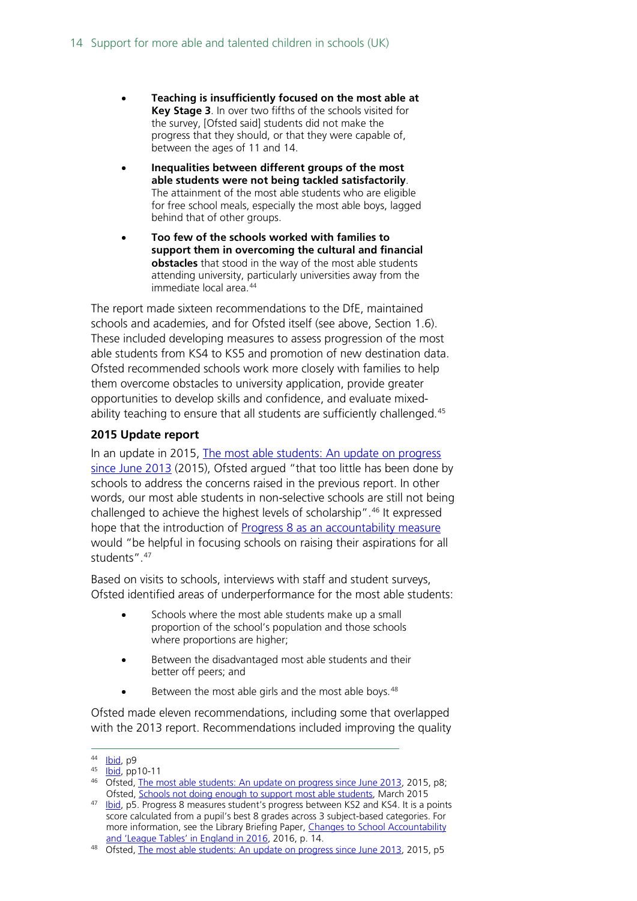- **Teaching is insufficiently focused on the most able at Key Stage 3**. In over two fifths of the schools visited for the survey, [Ofsted said] students did not make the progress that they should, or that they were capable of, between the ages of 11 and 14.
- **Inequalities between different groups of the most able students were not being tackled satisfactorily**. The attainment of the most able students who are eligible for free school meals, especially the most able boys, lagged behind that of other groups.
- **Too few of the schools worked with families to support them in overcoming the cultural and financial obstacles** that stood in the way of the most able students attending university, particularly universities away from the immediate local area.[44]

The report made sixteen recommendations to the DfE, maintained schools and academies, and for Ofsted itself (see above, Section 1.6). These included developing measures to assess progression of the most able students from KS4 to KS5 and promotion of new destination data. Ofsted recommended schools work more closely with families to help them overcome obstacles to university application, provide greater opportunities to develop skills and confidence, and evaluate mixed-ability teaching to ensure that all students are sufficiently challenged.[45]

### 2015 Update report

In an update in 2015, The most able students: An update on progress since June 2013 (2015), Ofsted argued "that too little has been done by schools to address the concerns raised in the previous report. In other words, our most able students in non-selective schools are still not being challenged to achieve the highest levels of scholarship".[46] It expressed hope that the introduction of Progress 8 as an accountability measure would "be helpful in focusing schools on raising their aspirations for all students".[47]

Based on visits to schools, interviews with staff and student surveys, Ofsted identified areas of underperformance for the most able students:

- Schools where the most able students make up a small proportion of the school's population and those schools where proportions are higher;
- Between the disadvantaged most able students and their better off peers; and
- Between the most able girls and the most able boys.[48]

Ofsted made eleven recommendations, including some that overlapped with the 2013 report. Recommendations included improving the quality

---

[44] Ibid, p9

[45] Ibid, pp10-11

[46] Ofsted, The most able students: An update on progress since June 2013, 2015, p8; Ofsted, Schools not doing enough to support most able students, March 2015

[47] Ibid, p5. Progress 8 measures student's progress between KS2 and KS4. It is a points score calculated from a pupil's best 8 grades across 3 subject-based categories. For more information, see the Library Briefing Paper, Changes to School Accountability and 'League Tables' in England in 2016, 2016, p. 14.

[48] Ofsted, The most able students: An update on progress since June 2013, 2015, p5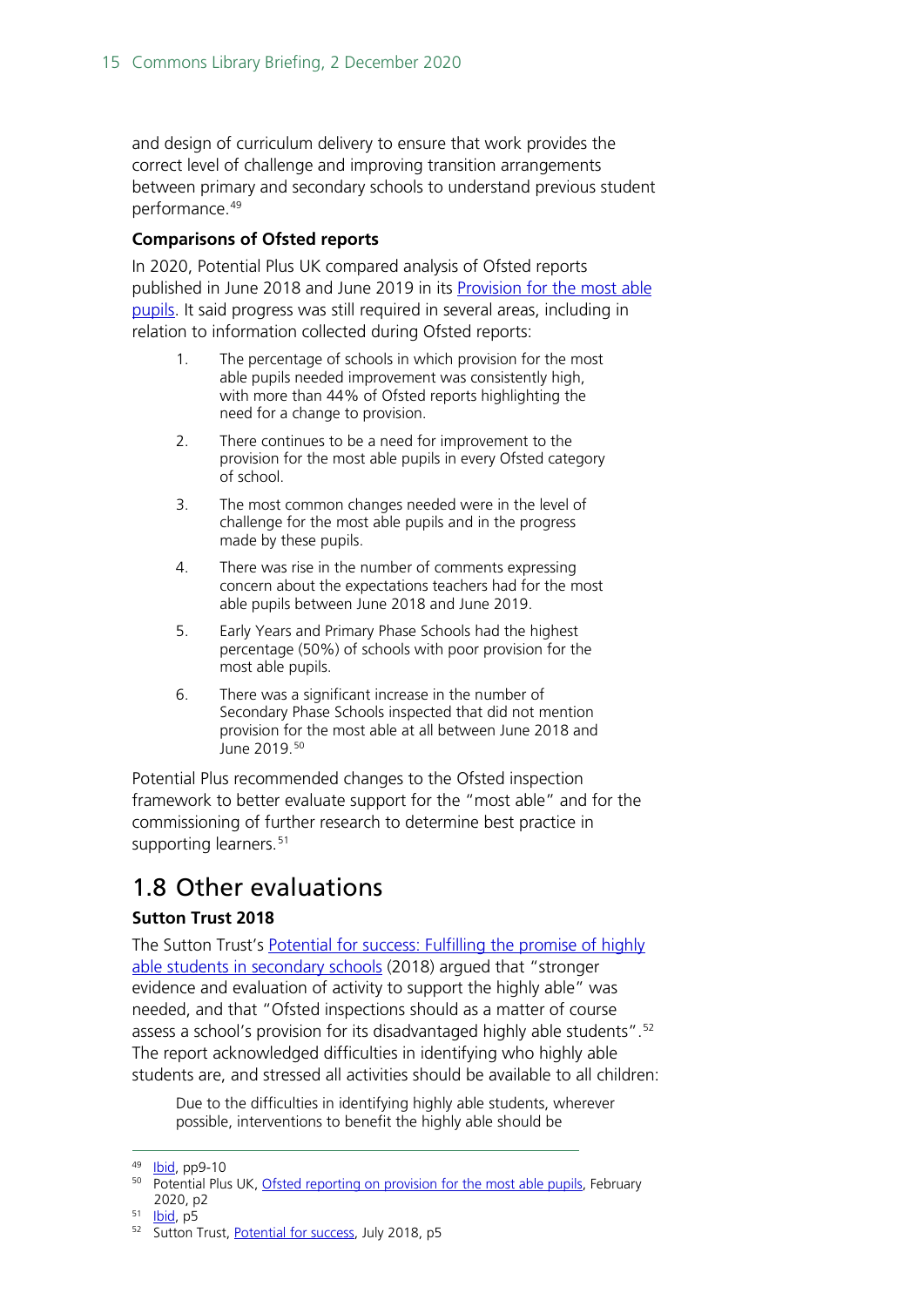and design of curriculum delivery to ensure that work provides the correct level of challenge and improving transition arrangements between primary and secondary schools to understand previous student performance.[49]

**Comparisons of Ofsted reports**

In 2020, Potential Plus UK compared analysis of Ofsted reports published in June 2018 and June 2019 in its Provision for the most able pupils. It said progress was still required in several areas, including in relation to information collected during Ofsted reports:

> 1. The percentage of schools in which provision for the most able pupils needed improvement was consistently high, with more than 44% of Ofsted reports highlighting the need for a change to provision.
> 2. There continues to be a need for improvement to the provision for the most able pupils in every Ofsted category of school.
> 3. The most common changes needed were in the level of challenge for the most able pupils and in the progress made by these pupils.
> 4. There was rise in the number of comments expressing concern about the expectations teachers had for the most able pupils between June 2018 and June 2019.
> 5. Early Years and Primary Phase Schools had the highest percentage (50%) of schools with poor provision for the most able pupils.
> 6. There was a significant increase in the number of Secondary Phase Schools inspected that did not mention provision for the most able at all between June 2018 and June 2019.[50]

Potential Plus recommended changes to the Ofsted inspection framework to better evaluate support for the "most able" and for the commissioning of further research to determine best practice in supporting learners.[51]

## 1.8 Other evaluations

**Sutton Trust 2018**

The Sutton Trust's Potential for success: Fulfilling the promise of highly able students in secondary schools (2018) argued that "stronger evidence and evaluation of activity to support the highly able" was needed, and that "Ofsted inspections should as a matter of course assess a school's provision for its disadvantaged highly able students".[52] The report acknowledged difficulties in identifying who highly able students are, and stressed all activities should be available to all children:

> Due to the difficulties in identifying highly able students, wherever possible, interventions to benefit the highly able should be

---

[49] Ibid, pp9-10

[50] Potential Plus UK, Ofsted reporting on provision for the most able pupils, February 2020, p2

[51] Ibid, p5

[52] Sutton Trust, Potential for success, July 2018, p5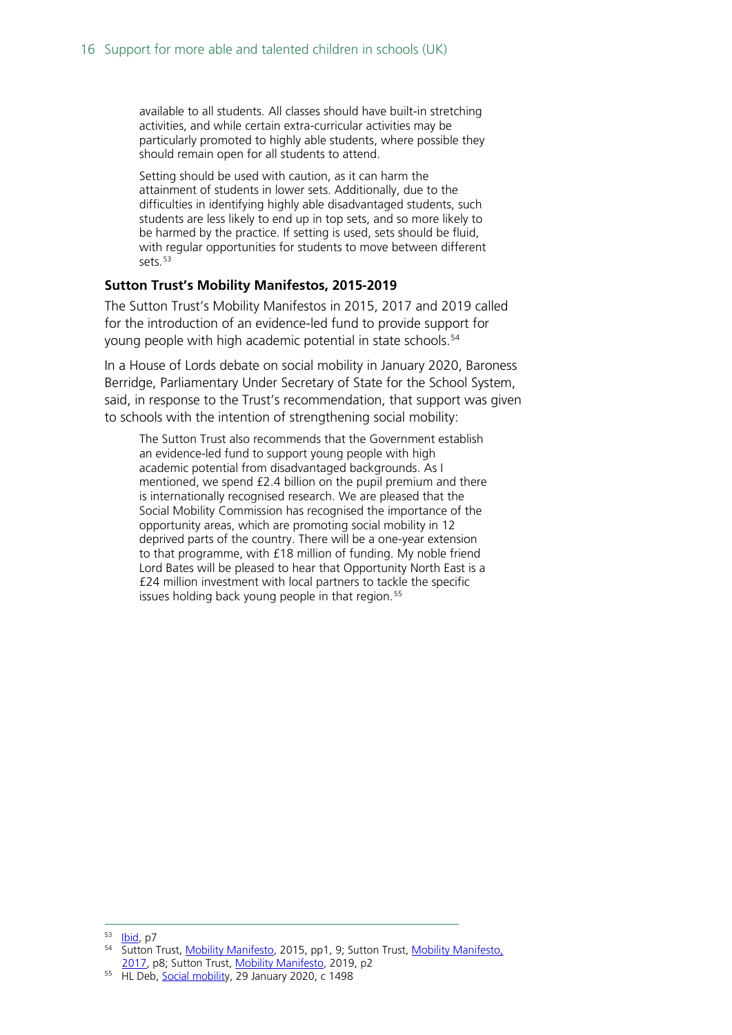> available to all students. All classes should have built-in stretching activities, and while certain extra-curricular activities may be particularly promoted to highly able students, where possible they should remain open for all students to attend.
>
> Setting should be used with caution, as it can harm the attainment of students in lower sets. Additionally, due to the difficulties in identifying highly able disadvantaged students, such students are less likely to end up in top sets, and so more likely to be harmed by the practice. If setting is used, sets should be fluid, with regular opportunities for students to move between different sets.[53]

**Sutton Trust's Mobility Manifestos, 2015-2019**

The Sutton Trust's Mobility Manifestos in 2015, 2017 and 2019 called for the introduction of an evidence-led fund to provide support for young people with high academic potential in state schools.[54]

In a House of Lords debate on social mobility in January 2020, Baroness Berridge, Parliamentary Under Secretary of State for the School System, said, in response to the Trust's recommendation, that support was given to schools with the intention of strengthening social mobility:

> The Sutton Trust also recommends that the Government establish an evidence-led fund to support young people with high academic potential from disadvantaged backgrounds. As I mentioned, we spend £2.4 billion on the pupil premium and there is internationally recognised research. We are pleased that the Social Mobility Commission has recognised the importance of the opportunity areas, which are promoting social mobility in 12 deprived parts of the country. There will be a one-year extension to that programme, with £18 million of funding. My noble friend Lord Bates will be pleased to hear that Opportunity North East is a £24 million investment with local partners to tackle the specific issues holding back young people in that region.[55]

---

[53] Ibid, p7

[54] Sutton Trust, Mobility Manifesto, 2015, pp1, 9; Sutton Trust, Mobility Manifesto, 2017, p8; Sutton Trust, Mobility Manifesto, 2019, p2

[55] HL Deb, Social mobility, 29 January 2020, c 1498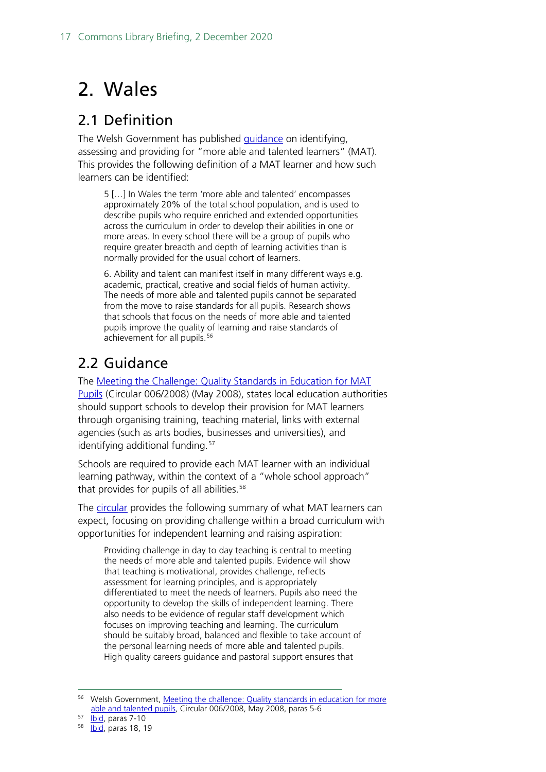# 2. Wales

## 2.1 Definition

The Welsh Government has published guidance on identifying, assessing and providing for "more able and talented learners" (MAT). This provides the following definition of a MAT learner and how such learners can be identified:

> 5 […] In Wales the term 'more able and talented' encompasses approximately 20% of the total school population, and is used to describe pupils who require enriched and extended opportunities across the curriculum in order to develop their abilities in one or more areas. In every school there will be a group of pupils who require greater breadth and depth of learning activities than is normally provided for the usual cohort of learners.
>
> 6. Ability and talent can manifest itself in many different ways e.g. academic, practical, creative and social fields of human activity. The needs of more able and talented pupils cannot be separated from the move to raise standards for all pupils. Research shows that schools that focus on the needs of more able and talented pupils improve the quality of learning and raise standards of achievement for all pupils.[56]

## 2.2 Guidance

The Meeting the Challenge: Quality Standards in Education for MAT Pupils (Circular 006/2008) (May 2008), states local education authorities should support schools to develop their provision for MAT learners through organising training, teaching material, links with external agencies (such as arts bodies, businesses and universities), and identifying additional funding.[57]

Schools are required to provide each MAT learner with an individual learning pathway, within the context of a "whole school approach" that provides for pupils of all abilities.[58]

The circular provides the following summary of what MAT learners can expect, focusing on providing challenge within a broad curriculum with opportunities for independent learning and raising aspiration:

> Providing challenge in day to day teaching is central to meeting the needs of more able and talented pupils. Evidence will show that teaching is motivational, provides challenge, reflects assessment for learning principles, and is appropriately differentiated to meet the needs of learners. Pupils also need the opportunity to develop the skills of independent learning. There also needs to be evidence of regular staff development which focuses on improving teaching and learning. The curriculum should be suitably broad, balanced and flexible to take account of the personal learning needs of more able and talented pupils. High quality careers guidance and pastoral support ensures that

---

[56] Welsh Government, Meeting the challenge: Quality standards in education for more able and talented pupils, Circular 006/2008, May 2008, paras 5-6

[57] Ibid, paras 7-10

[58] Ibid, paras 18, 19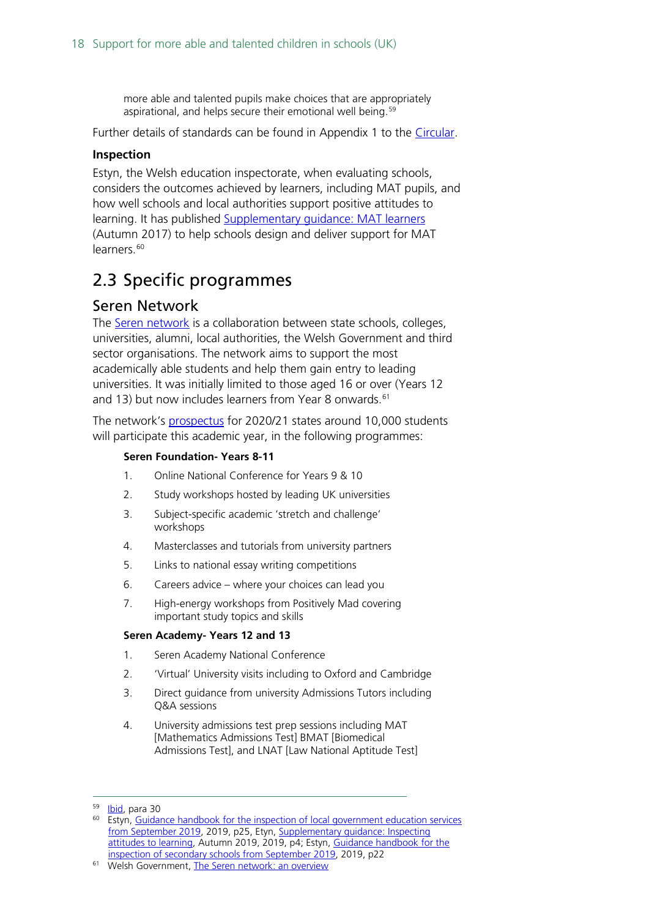more able and talented pupils make choices that are appropriately aspirational, and helps secure their emotional well being.[59]

Further details of standards can be found in Appendix 1 to the Circular.

**Inspection**

Estyn, the Welsh education inspectorate, when evaluating schools, considers the outcomes achieved by learners, including MAT pupils, and how well schools and local authorities support positive attitudes to learning. It has published Supplementary guidance: MAT learners (Autumn 2017) to help schools design and deliver support for MAT learners.[60]

## 2.3 Specific programmes

### Seren Network

The Seren network is a collaboration between state schools, colleges, universities, alumni, local authorities, the Welsh Government and third sector organisations. The network aims to support the most academically able students and help them gain entry to leading universities. It was initially limited to those aged 16 or over (Years 12 and 13) but now includes learners from Year 8 onwards.[61]

The network's prospectus for 2020/21 states around 10,000 students will participate this academic year, in the following programmes:

**Seren Foundation- Years 8-11**

1. Online National Conference for Years 9 & 10
2. Study workshops hosted by leading UK universities
3. Subject-specific academic 'stretch and challenge' workshops
4. Masterclasses and tutorials from university partners
5. Links to national essay writing competitions
6. Careers advice – where your choices can lead you
7. High-energy workshops from Positively Mad covering important study topics and skills

**Seren Academy- Years 12 and 13**

1. Seren Academy National Conference
2. 'Virtual' University visits including to Oxford and Cambridge
3. Direct guidance from university Admissions Tutors including Q&A sessions
4. University admissions test prep sessions including MAT [Mathematics Admissions Test] BMAT [Biomedical Admissions Test], and LNAT [Law National Aptitude Test]

---

[59] Ibid, para 30

[60] Estyn, Guidance handbook for the inspection of local government education services from September 2019, 2019, p25, Etyn, Supplementary guidance: Inspecting attitudes to learning, Autumn 2019, 2019, p4; Estyn, Guidance handbook for the inspection of secondary schools from September 2019, 2019, p22

[61] Welsh Government, The Seren network: an overview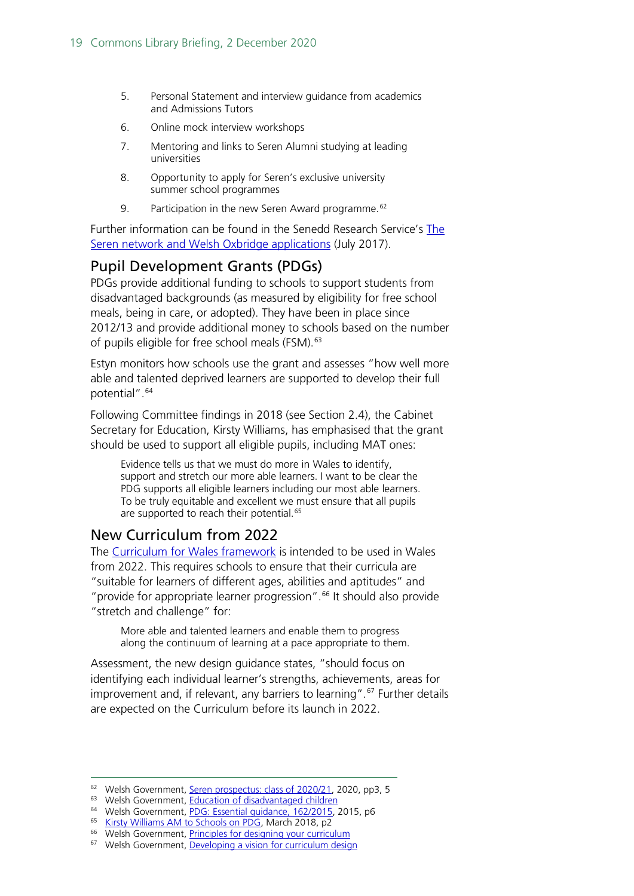5. Personal Statement and interview guidance from academics and Admissions Tutors
6. Online mock interview workshops
7. Mentoring and links to Seren Alumni studying at leading universities
8. Opportunity to apply for Seren's exclusive university summer school programmes
9. Participation in the new Seren Award programme.[62]

Further information can be found in the Senedd Research Service's The Seren network and Welsh Oxbridge applications (July 2017).

## Pupil Development Grants (PDGs)

PDGs provide additional funding to schools to support students from disadvantaged backgrounds (as measured by eligibility for free school meals, being in care, or adopted). They have been in place since 2012/13 and provide additional money to schools based on the number of pupils eligible for free school meals (FSM).[63]

Estyn monitors how schools use the grant and assesses "how well more able and talented deprived learners are supported to develop their full potential".[64]

Following Committee findings in 2018 (see Section 2.4), the Cabinet Secretary for Education, Kirsty Williams, has emphasised that the grant should be used to support all eligible pupils, including MAT ones:

> Evidence tells us that we must do more in Wales to identify, support and stretch our more able learners. I want to be clear the PDG supports all eligible learners including our most able learners. To be truly equitable and excellent we must ensure that all pupils are supported to reach their potential.[65]

## New Curriculum from 2022

The Curriculum for Wales framework is intended to be used in Wales from 2022. This requires schools to ensure that their curricula are "suitable for learners of different ages, abilities and aptitudes" and "provide for appropriate learner progression".[66] It should also provide "stretch and challenge" for:

> More able and talented learners and enable them to progress along the continuum of learning at a pace appropriate to them.

Assessment, the new design guidance states, "should focus on identifying each individual learner's strengths, achievements, areas for improvement and, if relevant, any barriers to learning".[67] Further details are expected on the Curriculum before its launch in 2022.

---

[62] Welsh Government, Seren prospectus: class of 2020/21, 2020, pp3, 5
[63] Welsh Government, Education of disadvantaged children
[64] Welsh Government, PDG: Essential guidance, 162/2015, 2015, p6
[65] Kirsty Williams AM to Schools on PDG, March 2018, p2
[66] Welsh Government, Principles for designing your curriculum
[67] Welsh Government, Developing a vision for curriculum design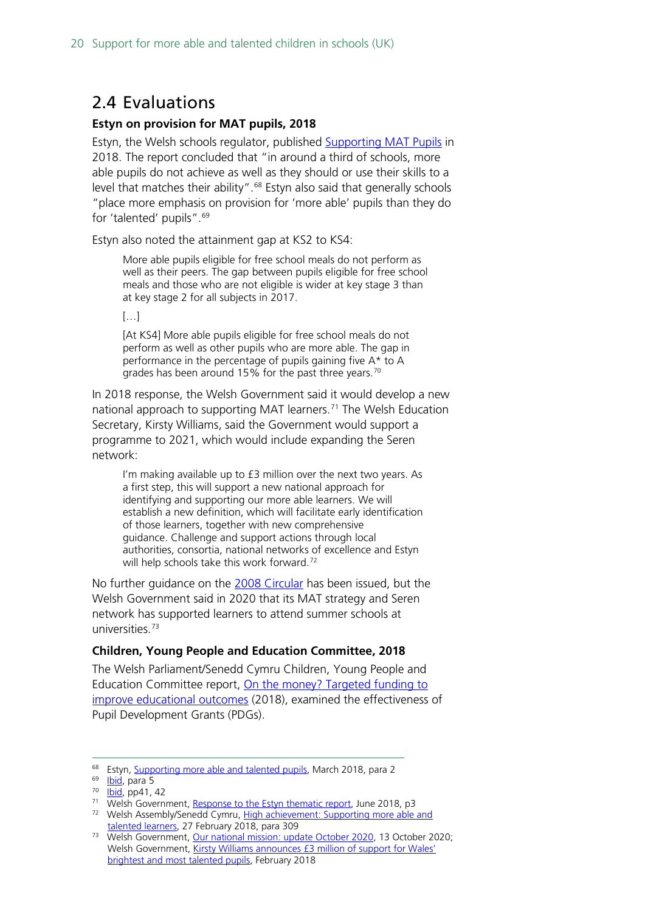## 2.4 Evaluations

**Estyn on provision for MAT pupils, 2018**

Estyn, the Welsh schools regulator, published Supporting MAT Pupils in 2018. The report concluded that "in around a third of schools, more able pupils do not achieve as well as they should or use their skills to a level that matches their ability".[68] Estyn also said that generally schools "place more emphasis on provision for 'more able' pupils than they do for 'talented' pupils".[69]

Estyn also noted the attainment gap at KS2 to KS4:

> More able pupils eligible for free school meals do not perform as well as their peers. The gap between pupils eligible for free school meals and those who are not eligible is wider at key stage 3 than at key stage 2 for all subjects in 2017.
>
> […]
>
> [At KS4] More able pupils eligible for free school meals do not perform as well as other pupils who are more able. The gap in performance in the percentage of pupils gaining five A* to A grades has been around 15% for the past three years.[70]

In 2018 response, the Welsh Government said it would develop a new national approach to supporting MAT learners.[71] The Welsh Education Secretary, Kirsty Williams, said the Government would support a programme to 2021, which would include expanding the Seren network:

> I'm making available up to £3 million over the next two years. As a first step, this will support a new national approach for identifying and supporting our more able learners. We will establish a new definition, which will facilitate early identification of those learners, together with new comprehensive guidance. Challenge and support actions through local authorities, consortia, national networks of excellence and Estyn will help schools take this work forward.[72]

No further guidance on the 2008 Circular has been issued, but the Welsh Government said in 2020 that its MAT strategy and Seren network has supported learners to attend summer schools at universities.[73]

**Children, Young People and Education Committee, 2018**

The Welsh Parliament/Senedd Cymru Children, Young People and Education Committee report, On the money? Targeted funding to improve educational outcomes (2018), examined the effectiveness of Pupil Development Grants (PDGs).

---

[68] Estyn, Supporting more able and talented pupils, March 2018, para 2

[69] Ibid, para 5

[70] Ibid, pp41, 42

[71] Welsh Government, Response to the Estyn thematic report, June 2018, p3

[72] Welsh Assembly/Senedd Cymru, High achievement: Supporting more able and talented learners, 27 February 2018, para 309

[73] Welsh Government, Our national mission: update October 2020, 13 October 2020; Welsh Government, Kirsty Williams announces £3 million of support for Wales' brightest and most talented pupils, February 2018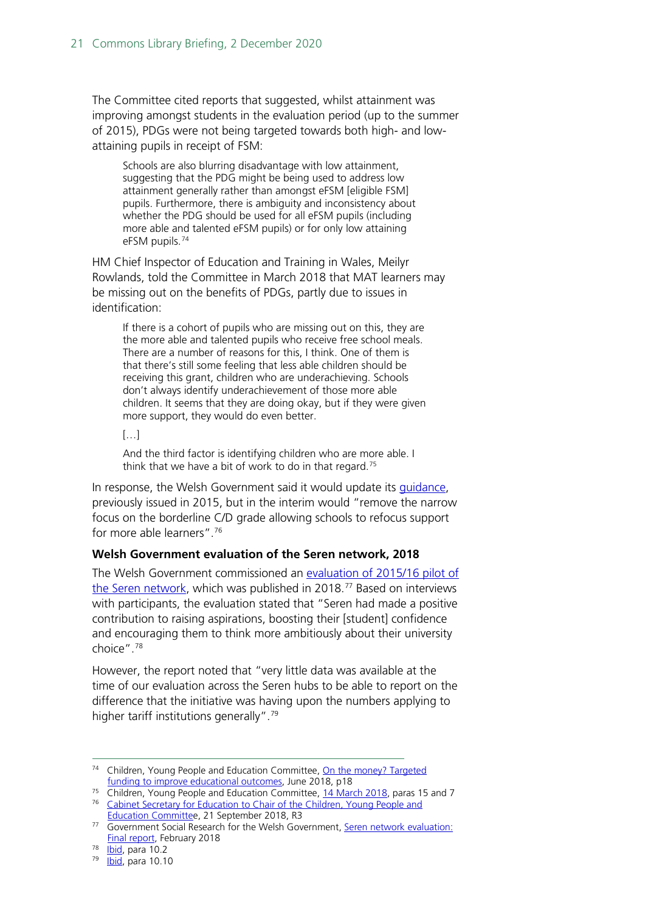The Committee cited reports that suggested, whilst attainment was improving amongst students in the evaluation period (up to the summer of 2015), PDGs were not being targeted towards both high- and low-attaining pupils in receipt of FSM:

> Schools are also blurring disadvantage with low attainment, suggesting that the PDG might be being used to address low attainment generally rather than amongst eFSM [eligible FSM] pupils. Furthermore, there is ambiguity and inconsistency about whether the PDG should be used for all eFSM pupils (including more able and talented eFSM pupils) or for only low attaining eFSM pupils.[74]

HM Chief Inspector of Education and Training in Wales, Meilyr Rowlands, told the Committee in March 2018 that MAT learners may be missing out on the benefits of PDGs, partly due to issues in identification:

> If there is a cohort of pupils who are missing out on this, they are the more able and talented pupils who receive free school meals. There are a number of reasons for this, I think. One of them is that there's still some feeling that less able children should be receiving this grant, children who are underachieving. Schools don't always identify underachievement of those more able children. It seems that they are doing okay, but if they were given more support, they would do even better.
>
> […]
>
> And the third factor is identifying children who are more able. I think that we have a bit of work to do in that regard.[75]

In response, the Welsh Government said it would update its guidance, previously issued in 2015, but in the interim would "remove the narrow focus on the borderline C/D grade allowing schools to refocus support for more able learners".[76]

### Welsh Government evaluation of the Seren network, 2018

The Welsh Government commissioned an evaluation of 2015/16 pilot of the Seren network, which was published in 2018.[77] Based on interviews with participants, the evaluation stated that "Seren had made a positive contribution to raising aspirations, boosting their [student] confidence and encouraging them to think more ambitiously about their university choice".[78]

However, the report noted that "very little data was available at the time of our evaluation across the Seren hubs to be able to report on the difference that the initiative was having upon the numbers applying to higher tariff institutions generally".[79]

---

[74] Children, Young People and Education Committee, On the money? Targeted funding to improve educational outcomes, June 2018, p18

[75] Children, Young People and Education Committee, 14 March 2018, paras 15 and 7

[76] Cabinet Secretary for Education to Chair of the Children, Young People and Education Committee, 21 September 2018, R3

[77] Government Social Research for the Welsh Government, Seren network evaluation: Final report, February 2018

[78] Ibid, para 10.2

[79] Ibid, para 10.10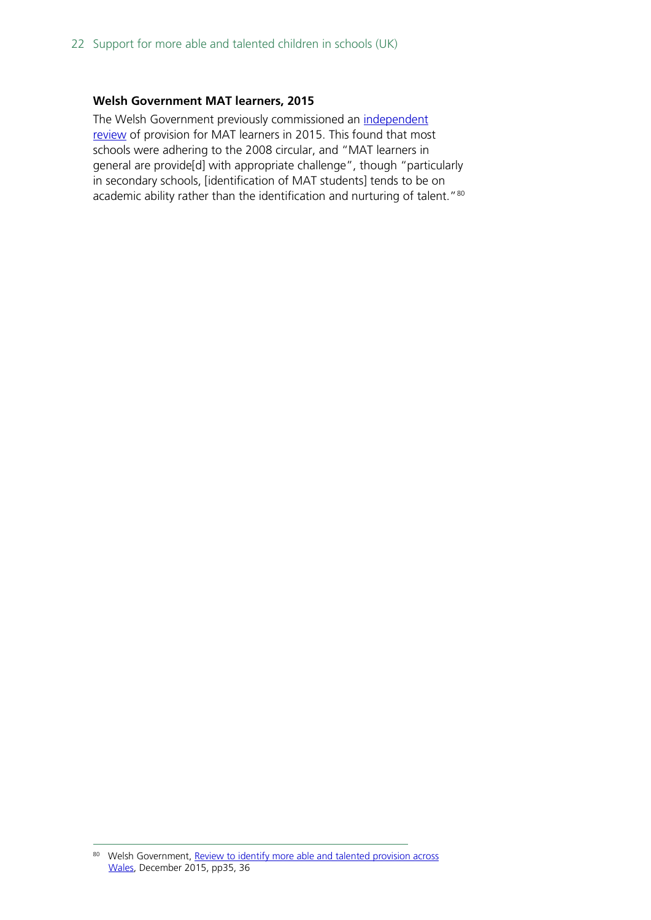**Welsh Government MAT learners, 2015**

The Welsh Government previously commissioned an independent review of provision for MAT learners in 2015. This found that most schools were adhering to the 2008 circular, and "MAT learners in general are provide[d] with appropriate challenge", though "particularly in secondary schools, [identification of MAT students] tends to be on academic ability rather than the identification and nurturing of talent."[80]

---

[80] Welsh Government, Review to identify more able and talented provision across Wales, December 2015, pp35, 36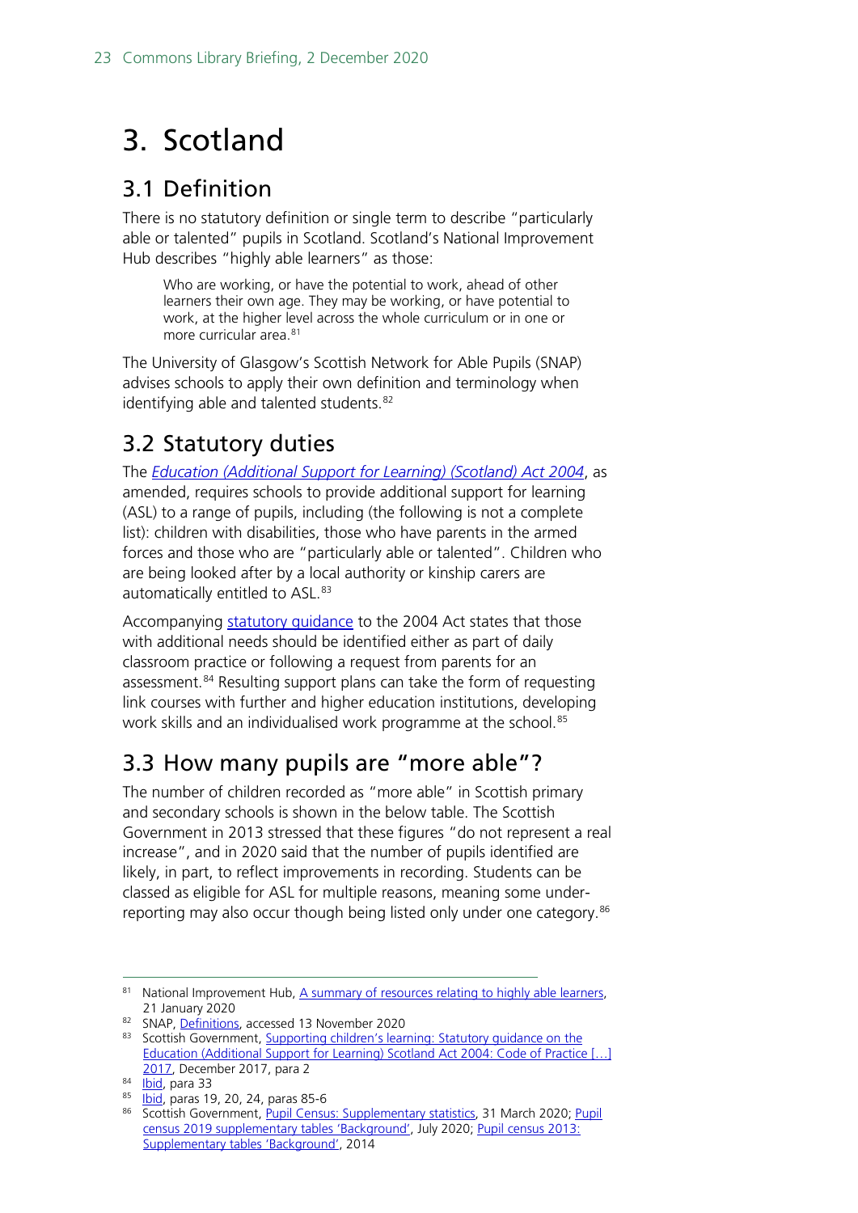# 3. Scotland

## 3.1 Definition

There is no statutory definition or single term to describe "particularly able or talented" pupils in Scotland. Scotland's National Improvement Hub describes "highly able learners" as those:

> Who are working, or have the potential to work, ahead of other learners their own age. They may be working, or have potential to work, at the higher level across the whole curriculum or in one or more curricular area.[81]

The University of Glasgow's Scottish Network for Able Pupils (SNAP) advises schools to apply their own definition and terminology when identifying able and talented students.[82]

## 3.2 Statutory duties

The *Education (Additional Support for Learning) (Scotland) Act 2004*, as amended, requires schools to provide additional support for learning (ASL) to a range of pupils, including (the following is not a complete list): children with disabilities, those who have parents in the armed forces and those who are "particularly able or talented". Children who are being looked after by a local authority or kinship carers are automatically entitled to ASL.[83]

Accompanying statutory guidance to the 2004 Act states that those with additional needs should be identified either as part of daily classroom practice or following a request from parents for an assessment.[84] Resulting support plans can take the form of requesting link courses with further and higher education institutions, developing work skills and an individualised work programme at the school.[85]

## 3.3 How many pupils are "more able"?

The number of children recorded as "more able" in Scottish primary and secondary schools is shown in the below table. The Scottish Government in 2013 stressed that these figures "do not represent a real increase", and in 2020 said that the number of pupils identified are likely, in part, to reflect improvements in recording. Students can be classed as eligible for ASL for multiple reasons, meaning some under-reporting may also occur though being listed only under one category.[86]

---

[81] National Improvement Hub, A summary of resources relating to highly able learners, 21 January 2020

[82] SNAP, Definitions, accessed 13 November 2020

[83] Scottish Government, Supporting children's learning: Statutory guidance on the Education (Additional Support for Learning) Scotland Act 2004: Code of Practice […] 2017, December 2017, para 2

[84] Ibid, para 33

[85] Ibid, paras 19, 20, 24, paras 85-6

[86] Scottish Government, Pupil Census: Supplementary statistics, 31 March 2020; Pupil census 2019 supplementary tables 'Background', July 2020; Pupil census 2013: Supplementary tables 'Background', 2014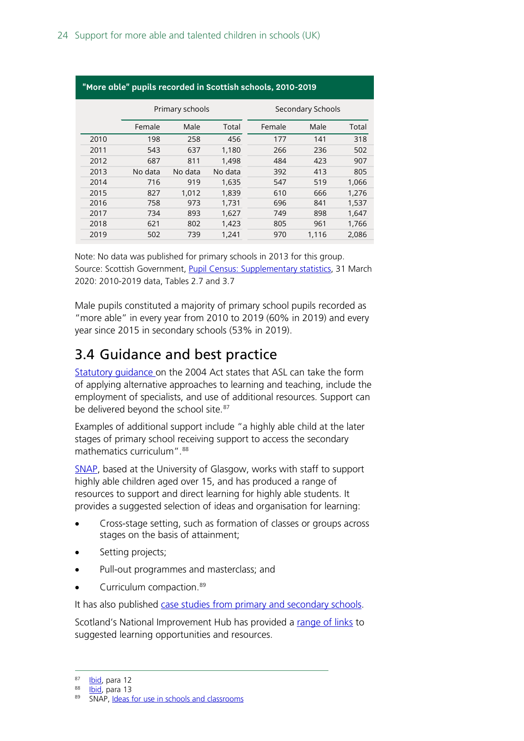**"More able" pupils recorded in Scottish schools, 2010-2019**

| | Primary schools | | | Secondary Schools | | |
|---|---|---|---|---|---|---|
| | Female | Male | Total | Female | Male | Total |
| 2010 | 198 | 258 | 456 | 177 | 141 | 318 |
| 2011 | 543 | 637 | 1,180 | 266 | 236 | 502 |
| 2012 | 687 | 811 | 1,498 | 484 | 423 | 907 |
| 2013 | No data | No data | No data | 392 | 413 | 805 |
| 2014 | 716 | 919 | 1,635 | 547 | 519 | 1,066 |
| 2015 | 827 | 1,012 | 1,839 | 610 | 666 | 1,276 |
| 2016 | 758 | 973 | 1,731 | 696 | 841 | 1,537 |
| 2017 | 734 | 893 | 1,627 | 749 | 898 | 1,647 |
| 2018 | 621 | 802 | 1,423 | 805 | 961 | 1,766 |
| 2019 | 502 | 739 | 1,241 | 970 | 1,116 | 2,086 |

Note: No data was published for primary schools in 2013 for this group.
Source: Scottish Government, Pupil Census: Supplementary statistics, 31 March 2020: 2010-2019 data, Tables 2.7 and 3.7

Male pupils constituted a majority of primary school pupils recorded as "more able" in every year from 2010 to 2019 (60% in 2019) and every year since 2015 in secondary schools (53% in 2019).

## 3.4 Guidance and best practice

Statutory guidance on the 2004 Act states that ASL can take the form of applying alternative approaches to learning and teaching, include the employment of specialists, and use of additional resources. Support can be delivered beyond the school site.[87]

Examples of additional support include "a highly able child at the later stages of primary school receiving support to access the secondary mathematics curriculum".[88]

SNAP, based at the University of Glasgow, works with staff to support highly able children aged over 15, and has produced a range of resources to support and direct learning for highly able students. It provides a suggested selection of ideas and organisation for learning:

- Cross-stage setting, such as formation of classes or groups across stages on the basis of attainment;
- Setting projects;
- Pull-out programmes and masterclass; and
- Curriculum compaction.[89]

It has also published case studies from primary and secondary schools.

Scotland's National Improvement Hub has provided a range of links to suggested learning opportunities and resources.

---

[87] Ibid, para 12
[88] Ibid, para 13
[89] SNAP, Ideas for use in schools and classrooms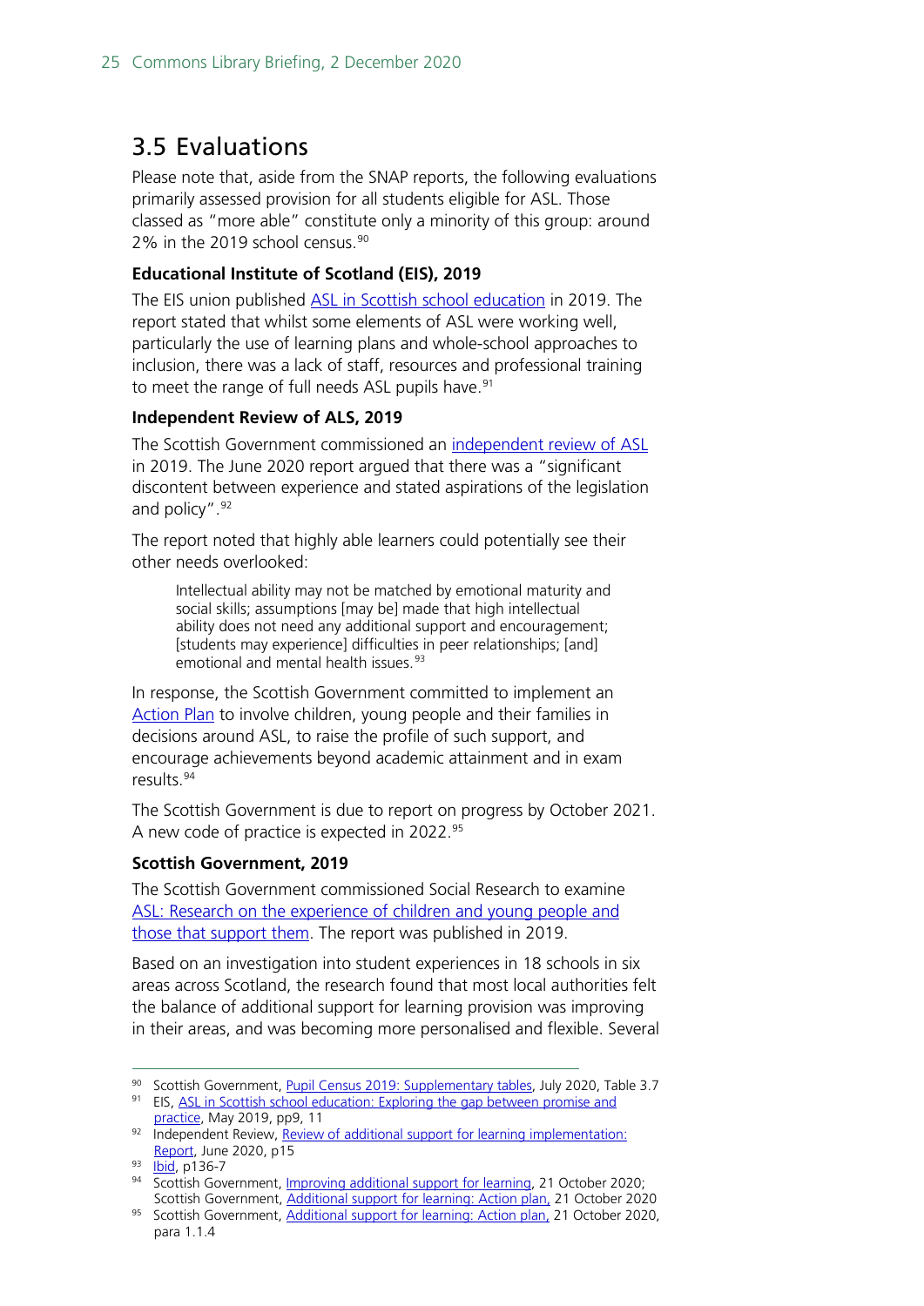## 3.5 Evaluations

Please note that, aside from the SNAP reports, the following evaluations primarily assessed provision for all students eligible for ASL. Those classed as "more able" constitute only a minority of this group: around 2% in the 2019 school census.[90]

**Educational Institute of Scotland (EIS), 2019**

The EIS union published ASL in Scottish school education in 2019. The report stated that whilst some elements of ASL were working well, particularly the use of learning plans and whole-school approaches to inclusion, there was a lack of staff, resources and professional training to meet the range of full needs ASL pupils have.[91]

**Independent Review of ALS, 2019**

The Scottish Government commissioned an independent review of ASL in 2019. The June 2020 report argued that there was a "significant discontent between experience and stated aspirations of the legislation and policy".[92]

The report noted that highly able learners could potentially see their other needs overlooked:

> Intellectual ability may not be matched by emotional maturity and social skills; assumptions [may be] made that high intellectual ability does not need any additional support and encouragement; [students may experience] difficulties in peer relationships; [and] emotional and mental health issues.[93]

In response, the Scottish Government committed to implement an Action Plan to involve children, young people and their families in decisions around ASL, to raise the profile of such support, and encourage achievements beyond academic attainment and in exam results.[94]

The Scottish Government is due to report on progress by October 2021. A new code of practice is expected in 2022.[95]

**Scottish Government, 2019**

The Scottish Government commissioned Social Research to examine ASL: Research on the experience of children and young people and those that support them. The report was published in 2019.

Based on an investigation into student experiences in 18 schools in six areas across Scotland, the research found that most local authorities felt the balance of additional support for learning provision was improving in their areas, and was becoming more personalised and flexible. Several

---

[90] Scottish Government, Pupil Census 2019: Supplementary tables, July 2020, Table 3.7

[91] EIS, ASL in Scottish school education: Exploring the gap between promise and practice, May 2019, pp9, 11

[92] Independent Review, Review of additional support for learning implementation: Report, June 2020, p15

[93] Ibid, p136-7

[94] Scottish Government, Improving additional support for learning, 21 October 2020; Scottish Government, Additional support for learning: Action plan, 21 October 2020

[95] Scottish Government, Additional support for learning: Action plan, 21 October 2020, para 1.1.4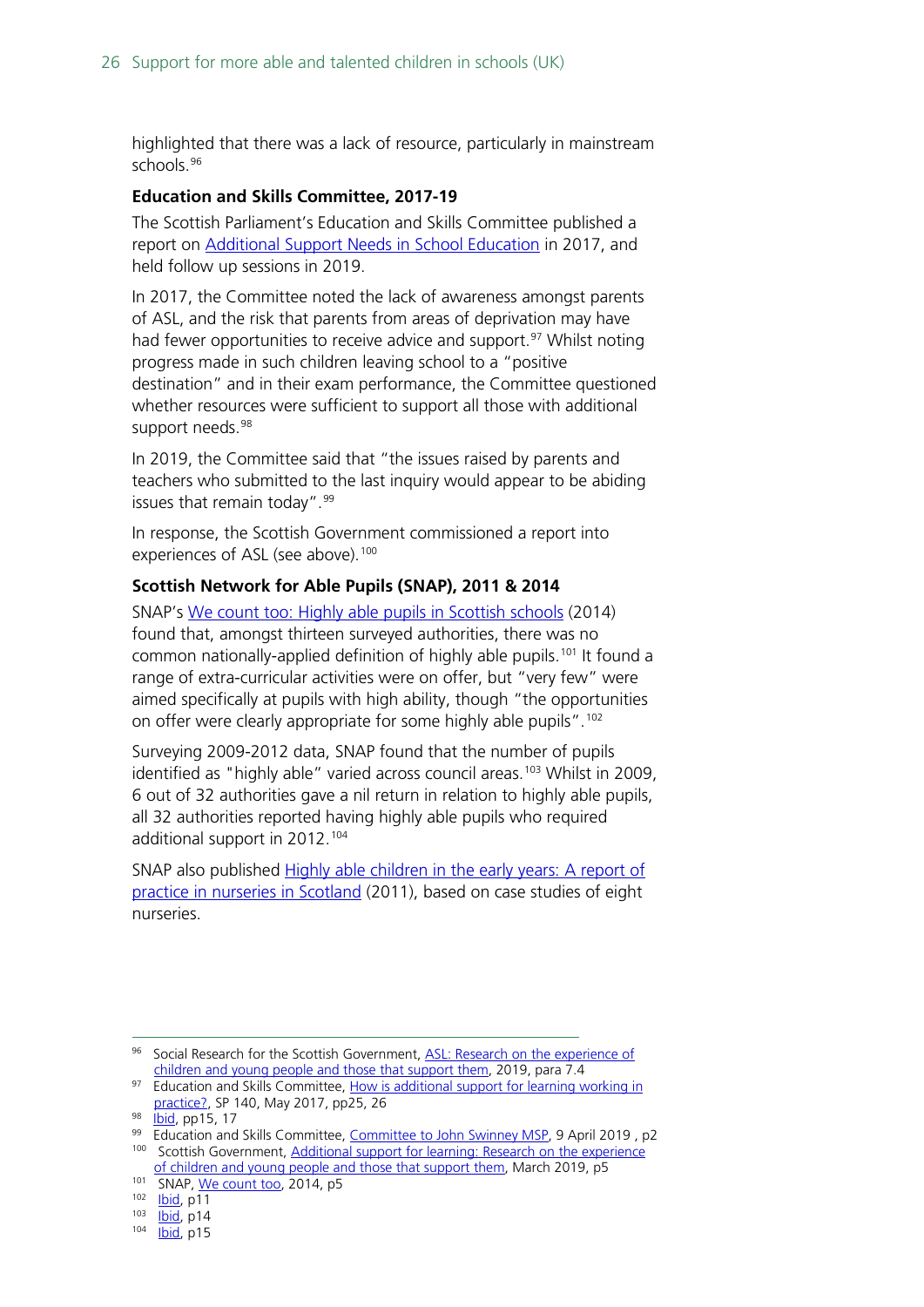highlighted that there was a lack of resource, particularly in mainstream schools.[96]

**Education and Skills Committee, 2017-19**

The Scottish Parliament's Education and Skills Committee published a report on Additional Support Needs in School Education in 2017, and held follow up sessions in 2019.

In 2017, the Committee noted the lack of awareness amongst parents of ASL, and the risk that parents from areas of deprivation may have had fewer opportunities to receive advice and support.[97] Whilst noting progress made in such children leaving school to a "positive destination" and in their exam performance, the Committee questioned whether resources were sufficient to support all those with additional support needs.[98]

In 2019, the Committee said that "the issues raised by parents and teachers who submitted to the last inquiry would appear to be abiding issues that remain today".[99]

In response, the Scottish Government commissioned a report into experiences of ASL (see above).[100]

**Scottish Network for Able Pupils (SNAP), 2011 & 2014**

SNAP's We count too: Highly able pupils in Scottish schools (2014) found that, amongst thirteen surveyed authorities, there was no common nationally-applied definition of highly able pupils.[101] It found a range of extra-curricular activities were on offer, but "very few" were aimed specifically at pupils with high ability, though "the opportunities on offer were clearly appropriate for some highly able pupils".[102]

Surveying 2009-2012 data, SNAP found that the number of pupils identified as "highly able" varied across council areas.[103] Whilst in 2009, 6 out of 32 authorities gave a nil return in relation to highly able pupils, all 32 authorities reported having highly able pupils who required additional support in 2012.[104]

SNAP also published Highly able children in the early years: A report of practice in nurseries in Scotland (2011), based on case studies of eight nurseries.

---

[96] Social Research for the Scottish Government, ASL: Research on the experience of children and young people and those that support them, 2019, para 7.4

[97] Education and Skills Committee, How is additional support for learning working in practice?, SP 140, May 2017, pp25, 26

[98] Ibid, pp15, 17

[99] Education and Skills Committee, Committee to John Swinney MSP, 9 April 2019 , p2

[100] Scottish Government, Additional support for learning: Research on the experience of children and young people and those that support them, March 2019, p5

[101] SNAP, We count too, 2014, p5

[102] Ibid, p11

[103] Ibid, p14

[104] Ibid, p15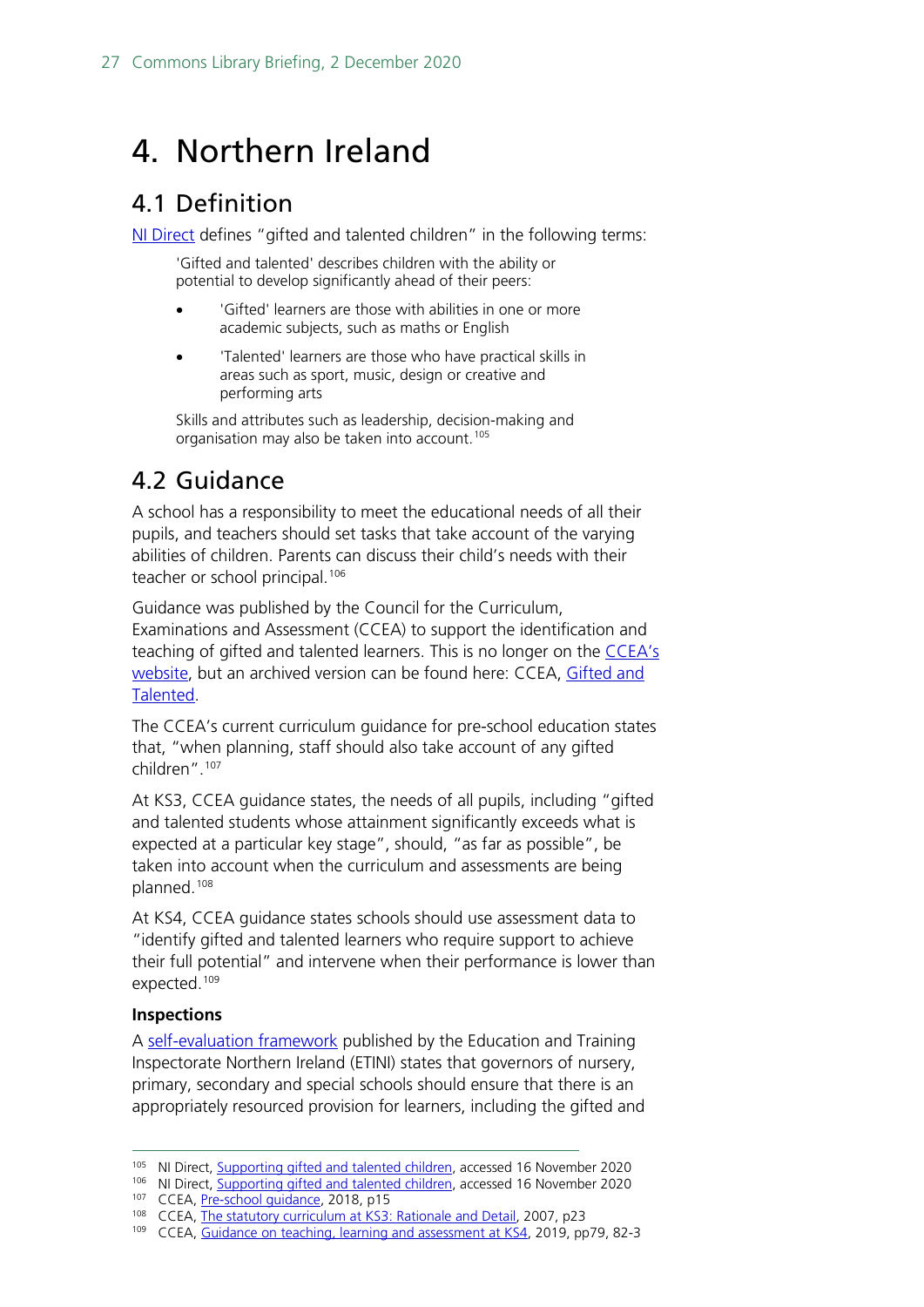# 4. Northern Ireland

## 4.1 Definition

NI Direct defines "gifted and talented children" in the following terms:

> 'Gifted and talented' describes children with the ability or potential to develop significantly ahead of their peers:
>
> - 'Gifted' learners are those with abilities in one or more academic subjects, such as maths or English
> - 'Talented' learners are those who have practical skills in areas such as sport, music, design or creative and performing arts
>
> Skills and attributes such as leadership, decision-making and organisation may also be taken into account.[105]

## 4.2 Guidance

A school has a responsibility to meet the educational needs of all their pupils, and teachers should set tasks that take account of the varying abilities of children. Parents can discuss their child's needs with their teacher or school principal.[106]

Guidance was published by the Council for the Curriculum, Examinations and Assessment (CCEA) to support the identification and teaching of gifted and talented learners. This is no longer on the CCEA's website, but an archived version can be found here: CCEA, Gifted and Talented.

The CCEA's current curriculum guidance for pre-school education states that, "when planning, staff should also take account of any gifted children".[107]

At KS3, CCEA guidance states, the needs of all pupils, including "gifted and talented students whose attainment significantly exceeds what is expected at a particular key stage", should, "as far as possible", be taken into account when the curriculum and assessments are being planned.[108]

At KS4, CCEA guidance states schools should use assessment data to "identify gifted and talented learners who require support to achieve their full potential" and intervene when their performance is lower than expected.[109]

**Inspections**

A self-evaluation framework published by the Education and Training Inspectorate Northern Ireland (ETINI) states that governors of nursery, primary, secondary and special schools should ensure that there is an appropriately resourced provision for learners, including the gifted and

---

105 NI Direct, Supporting gifted and talented children, accessed 16 November 2020
106 NI Direct, Supporting gifted and talented children, accessed 16 November 2020
107 CCEA, Pre-school guidance, 2018, p15
108 CCEA, The statutory curriculum at KS3: Rationale and Detail, 2007, p23
109 CCEA, Guidance on teaching, learning and assessment at KS4, 2019, pp79, 82-3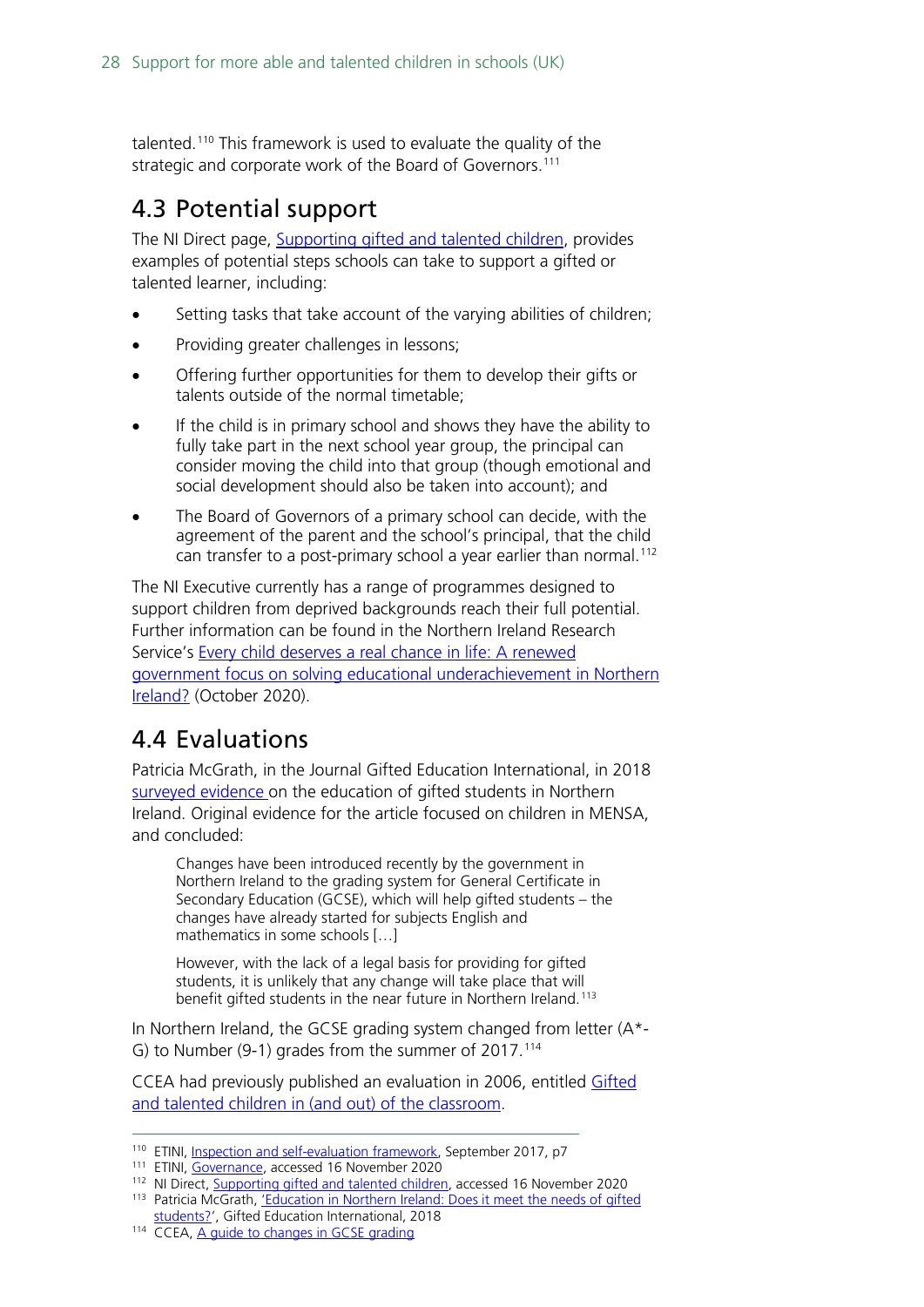talented.[110] This framework is used to evaluate the quality of the strategic and corporate work of the Board of Governors.[111]

## 4.3 Potential support

The NI Direct page, Supporting gifted and talented children, provides examples of potential steps schools can take to support a gifted or talented learner, including:

- Setting tasks that take account of the varying abilities of children;
- Providing greater challenges in lessons;
- Offering further opportunities for them to develop their gifts or talents outside of the normal timetable;
- If the child is in primary school and shows they have the ability to fully take part in the next school year group, the principal can consider moving the child into that group (though emotional and social development should also be taken into account); and
- The Board of Governors of a primary school can decide, with the agreement of the parent and the school's principal, that the child can transfer to a post-primary school a year earlier than normal.[112]

The NI Executive currently has a range of programmes designed to support children from deprived backgrounds reach their full potential. Further information can be found in the Northern Ireland Research Service's Every child deserves a real chance in life: A renewed government focus on solving educational underachievement in Northern Ireland? (October 2020).

## 4.4 Evaluations

Patricia McGrath, in the Journal Gifted Education International, in 2018 surveyed evidence on the education of gifted students in Northern Ireland. Original evidence for the article focused on children in MENSA, and concluded:

> Changes have been introduced recently by the government in Northern Ireland to the grading system for General Certificate in Secondary Education (GCSE), which will help gifted students – the changes have already started for subjects English and mathematics in some schools […]
>
> However, with the lack of a legal basis for providing for gifted students, it is unlikely that any change will take place that will benefit gifted students in the near future in Northern Ireland.[113]

In Northern Ireland, the GCSE grading system changed from letter (A*-G) to Number (9-1) grades from the summer of 2017.[114]

CCEA had previously published an evaluation in 2006, entitled Gifted and talented children in (and out) of the classroom.

---

[110] ETINI, Inspection and self-evaluation framework, September 2017, p7

[111] ETINI, Governance, accessed 16 November 2020

[112] NI Direct, Supporting gifted and talented children, accessed 16 November 2020

[113] Patricia McGrath, 'Education in Northern Ireland: Does it meet the needs of gifted students?', Gifted Education International, 2018

[114] CCEA, A guide to changes in GCSE grading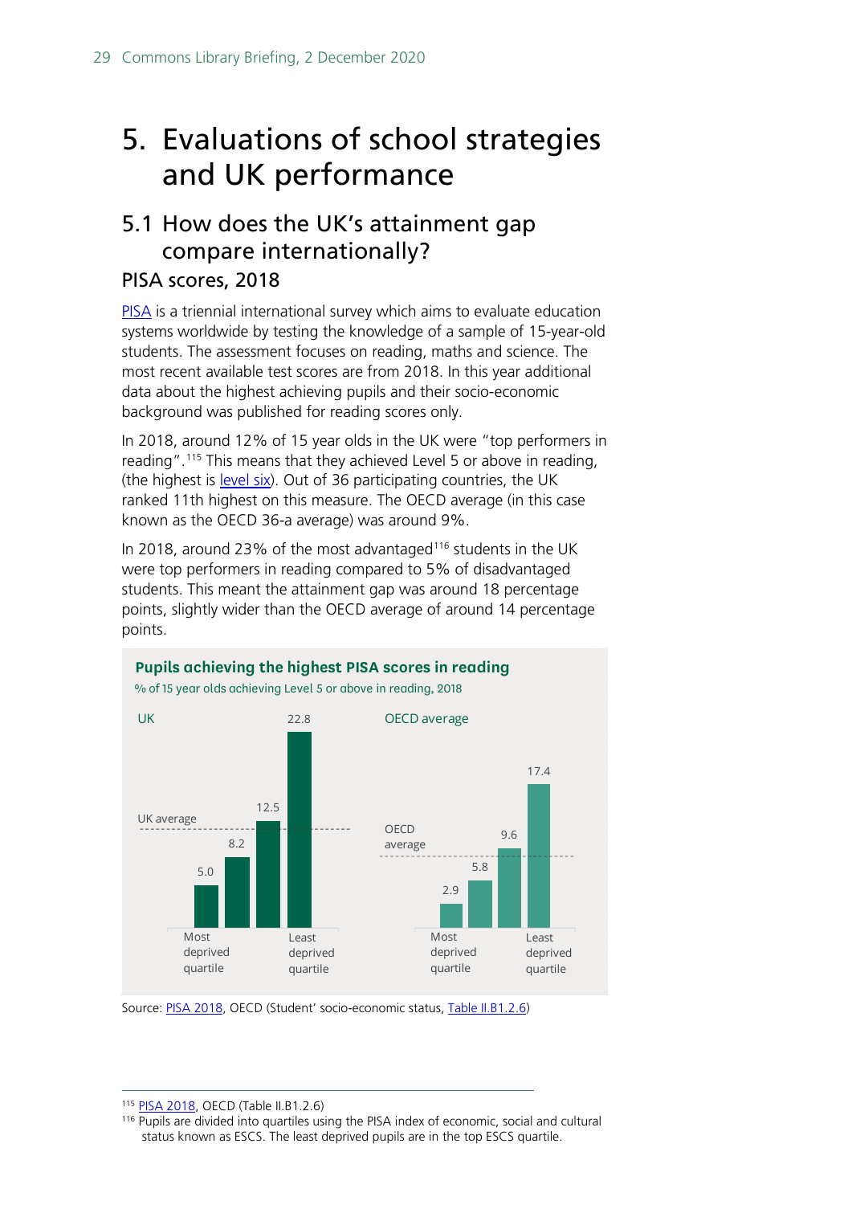# 5. Evaluations of school strategies and UK performance

## 5.1 How does the UK's attainment gap compare internationally?

### PISA scores, 2018

PISA is a triennial international survey which aims to evaluate education systems worldwide by testing the knowledge of a sample of 15-year-old students. The assessment focuses on reading, maths and science. The most recent available test scores are from 2018. In this year additional data about the highest achieving pupils and their socio-economic background was published for reading scores only.

In 2018, around 12% of 15 year olds in the UK were "top performers in reading".[115] This means that they achieved Level 5 or above in reading, (the highest is level six). Out of 36 participating countries, the UK ranked 11th highest on this measure. The OECD average (in this case known as the OECD 36-a average) was around 9%.

In 2018, around 23% of the most advantaged[116] students in the UK were top performers in reading compared to 5% of disadvantaged students. This meant the attainment gap was around 18 percentage points, slightly wider than the OECD average of around 14 percentage points.

**Pupils achieving the highest PISA scores in reading**

% of 15 year olds achieving Level 5 or above in reading, 2018

| Quartile | UK | OECD average |
|---|---|---|
| Most deprived quartile | 5.0 | 2.9 |
| | 8.2 | 5.8 |
| | 12.5 | 9.6 |
| Least deprived quartile | 22.8 | 17.4 |

Source: PISA 2018, OECD (Student' socio-economic status, Table II.B1.2.6)

---

[115] PISA 2018, OECD (Table II.B1.2.6)

[116] Pupils are divided into quartiles using the PISA index of economic, social and cultural status known as ESCS. The least deprived pupils are in the top ESCS quartile.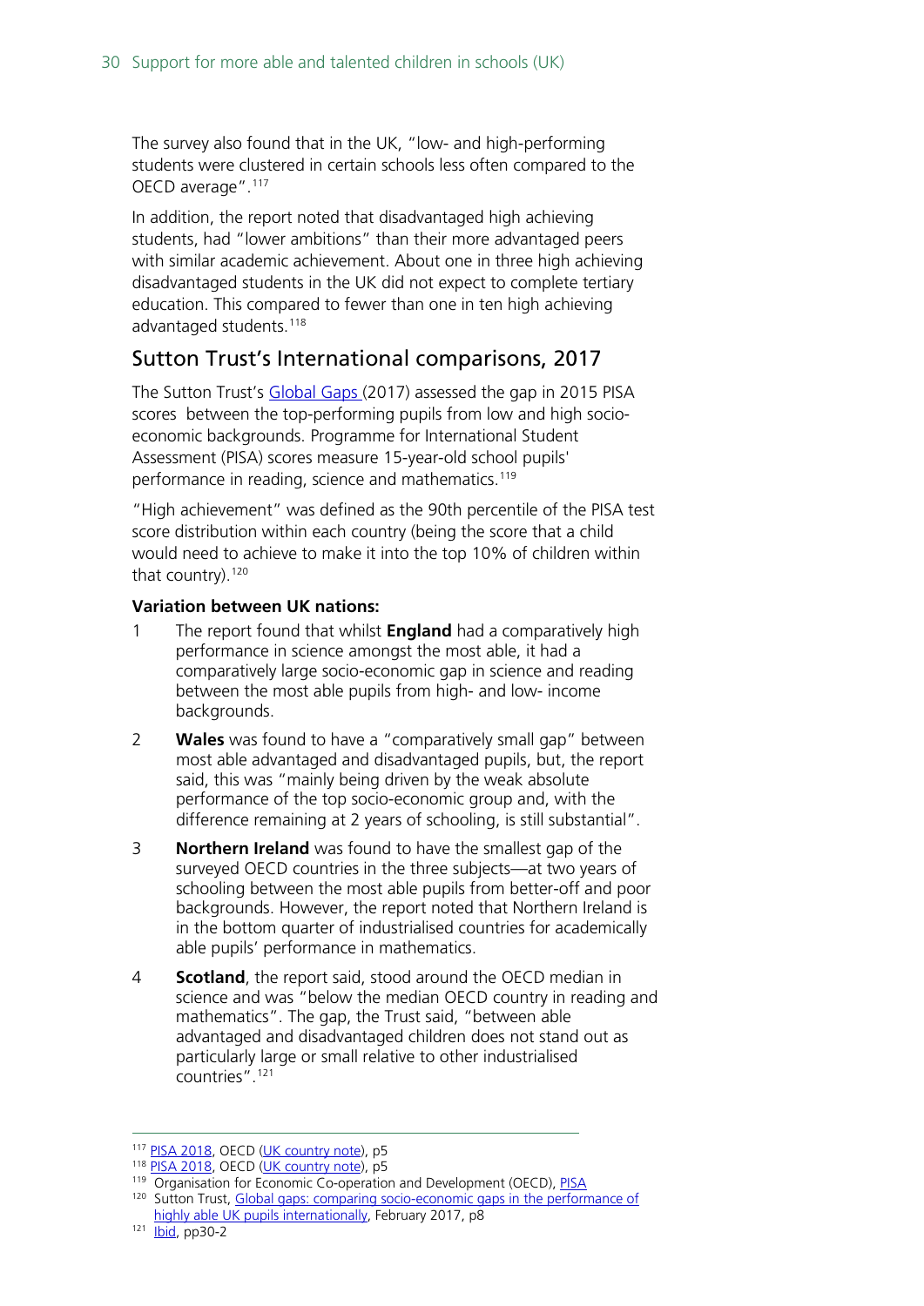The survey also found that in the UK, "low- and high-performing students were clustered in certain schools less often compared to the OECD average".[117]

In addition, the report noted that disadvantaged high achieving students, had "lower ambitions" than their more advantaged peers with similar academic achievement. About one in three high achieving disadvantaged students in the UK did not expect to complete tertiary education. This compared to fewer than one in ten high achieving advantaged students.[118]

## Sutton Trust's International comparisons, 2017

The Sutton Trust's Global Gaps (2017) assessed the gap in 2015 PISA scores between the top-performing pupils from low and high socio-economic backgrounds. Programme for International Student Assessment (PISA) scores measure 15-year-old school pupils' performance in reading, science and mathematics.[119]

"High achievement" was defined as the 90th percentile of the PISA test score distribution within each country (being the score that a child would need to achieve to make it into the top 10% of children within that country).[120]

**Variation between UK nations:**

1. The report found that whilst **England** had a comparatively high performance in science amongst the most able, it had a comparatively large socio-economic gap in science and reading between the most able pupils from high- and low- income backgrounds.
2. **Wales** was found to have a "comparatively small gap" between most able advantaged and disadvantaged pupils, but, the report said, this was "mainly being driven by the weak absolute performance of the top socio-economic group and, with the difference remaining at 2 years of schooling, is still substantial".
3. **Northern Ireland** was found to have the smallest gap of the surveyed OECD countries in the three subjects—at two years of schooling between the most able pupils from better-off and poor backgrounds. However, the report noted that Northern Ireland is in the bottom quarter of industrialised countries for academically able pupils' performance in mathematics.
4. **Scotland**, the report said, stood around the OECD median in science and was "below the median OECD country in reading and mathematics". The gap, the Trust said, "between able advantaged and disadvantaged children does not stand out as particularly large or small relative to other industrialised countries".[121]

---

[117] PISA 2018, OECD (UK country note), p5

[118] PISA 2018, OECD (UK country note), p5

[119] Organisation for Economic Co-operation and Development (OECD), PISA

[120] Sutton Trust, Global gaps: comparing socio-economic gaps in the performance of highly able UK pupils internationally, February 2017, p8

[121] Ibid, pp30-2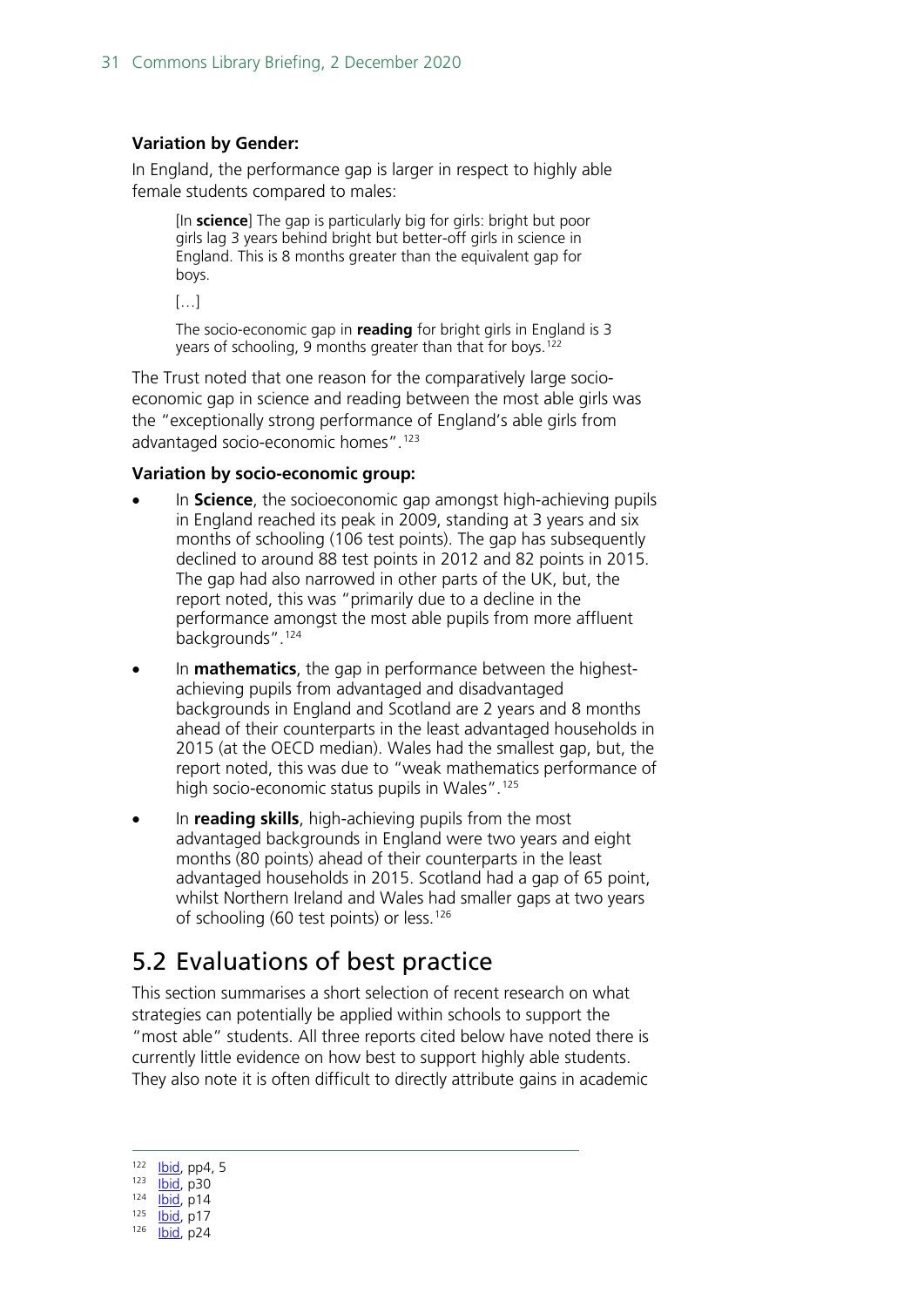**Variation by Gender:**

In England, the performance gap is larger in respect to highly able female students compared to males:

> [In **science**] The gap is particularly big for girls: bright but poor girls lag 3 years behind bright but better-off girls in science in England. This is 8 months greater than the equivalent gap for boys.
>
> […]
>
> The socio-economic gap in **reading** for bright girls in England is 3 years of schooling, 9 months greater than that for boys.[122]

The Trust noted that one reason for the comparatively large socio-economic gap in science and reading between the most able girls was the "exceptionally strong performance of England's able girls from advantaged socio-economic homes".[123]

**Variation by socio-economic group:**

- In **Science**, the socioeconomic gap amongst high-achieving pupils in England reached its peak in 2009, standing at 3 years and six months of schooling (106 test points). The gap has subsequently declined to around 88 test points in 2012 and 82 points in 2015. The gap had also narrowed in other parts of the UK, but, the report noted, this was "primarily due to a decline in the performance amongst the most able pupils from more affluent backgrounds".[124]
- In **mathematics**, the gap in performance between the highest-achieving pupils from advantaged and disadvantaged backgrounds in England and Scotland are 2 years and 8 months ahead of their counterparts in the least advantaged households in 2015 (at the OECD median). Wales had the smallest gap, but, the report noted, this was due to "weak mathematics performance of high socio-economic status pupils in Wales".[125]
- In **reading skills**, high-achieving pupils from the most advantaged backgrounds in England were two years and eight months (80 points) ahead of their counterparts in the least advantaged households in 2015. Scotland had a gap of 65 point, whilst Northern Ireland and Wales had smaller gaps at two years of schooling (60 test points) or less.[126]

## 5.2 Evaluations of best practice

This section summarises a short selection of recent research on what strategies can potentially be applied within schools to support the "most able" students. All three reports cited below have noted there is currently little evidence on how best to support highly able students. They also note it is often difficult to directly attribute gains in academic

---

[122] Ibid, pp4, 5
[123] Ibid, p30
[124] Ibid, p14
[125] Ibid, p17
[126] Ibid, p24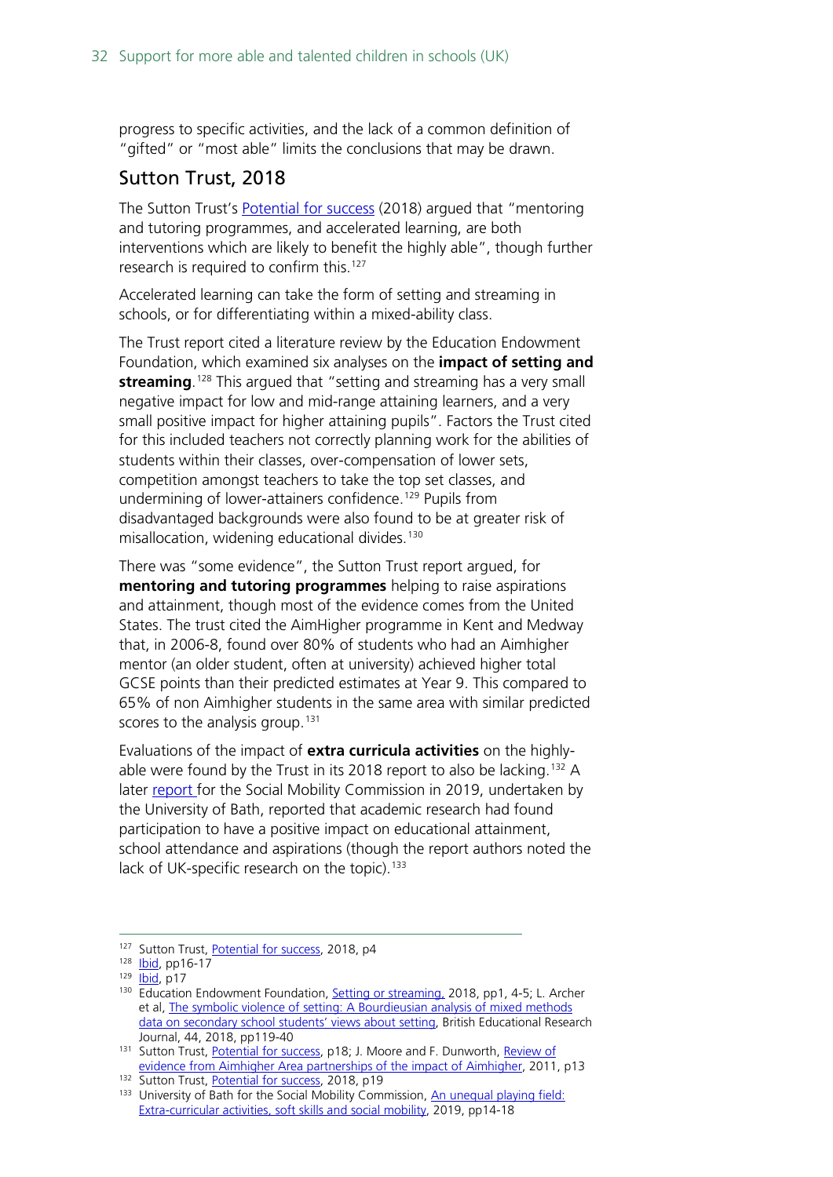progress to specific activities, and the lack of a common definition of "gifted" or "most able" limits the conclusions that may be drawn.

## Sutton Trust, 2018

The Sutton Trust's Potential for success (2018) argued that "mentoring and tutoring programmes, and accelerated learning, are both interventions which are likely to benefit the highly able", though further research is required to confirm this.[127]

Accelerated learning can take the form of setting and streaming in schools, or for differentiating within a mixed-ability class.

The Trust report cited a literature review by the Education Endowment Foundation, which examined six analyses on the **impact of setting and streaming**.[128] This argued that "setting and streaming has a very small negative impact for low and mid-range attaining learners, and a very small positive impact for higher attaining pupils". Factors the Trust cited for this included teachers not correctly planning work for the abilities of students within their classes, over-compensation of lower sets, competition amongst teachers to take the top set classes, and undermining of lower-attainers confidence.[129] Pupils from disadvantaged backgrounds were also found to be at greater risk of misallocation, widening educational divides.[130]

There was "some evidence", the Sutton Trust report argued, for **mentoring and tutoring programmes** helping to raise aspirations and attainment, though most of the evidence comes from the United States. The trust cited the AimHigher programme in Kent and Medway that, in 2006-8, found over 80% of students who had an Aimhigher mentor (an older student, often at university) achieved higher total GCSE points than their predicted estimates at Year 9. This compared to 65% of non Aimhigher students in the same area with similar predicted scores to the analysis group.[131]

Evaluations of the impact of **extra curricula activities** on the highly-able were found by the Trust in its 2018 report to also be lacking.[132] A later report for the Social Mobility Commission in 2019, undertaken by the University of Bath, reported that academic research had found participation to have a positive impact on educational attainment, school attendance and aspirations (though the report authors noted the lack of UK-specific research on the topic).[133]

---

[127] Sutton Trust, Potential for success, 2018, p4

[128] Ibid, pp16-17

[129] Ibid, p17

[130] Education Endowment Foundation, Setting or streaming, 2018, pp1, 4-5; L. Archer et al, The symbolic violence of setting: A Bourdieusian analysis of mixed methods data on secondary school students' views about setting, British Educational Research Journal, 44, 2018, pp119-40

[131] Sutton Trust, Potential for success, p18; J. Moore and F. Dunworth, Review of evidence from Aimhigher Area partnerships of the impact of Aimhigher, 2011, p13

[132] Sutton Trust, Potential for success, 2018, p19

[133] University of Bath for the Social Mobility Commission, An unequal playing field: Extra-curricular activities, soft skills and social mobility, 2019, pp14-18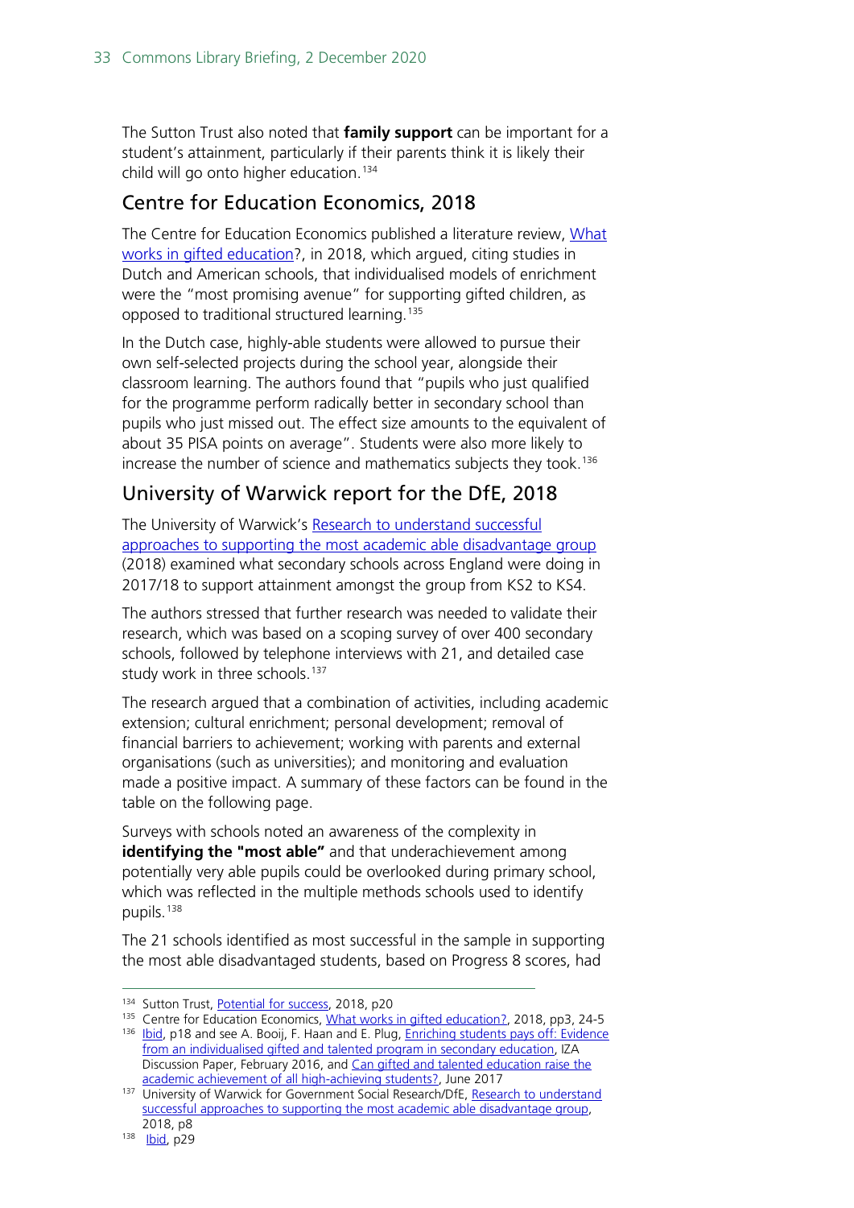The Sutton Trust also noted that **family support** can be important for a student's attainment, particularly if their parents think it is likely their child will go onto higher education.[134]

## Centre for Education Economics, 2018

The Centre for Education Economics published a literature review, What works in gifted education?, in 2018, which argued, citing studies in Dutch and American schools, that individualised models of enrichment were the "most promising avenue" for supporting gifted children, as opposed to traditional structured learning.[135]

In the Dutch case, highly-able students were allowed to pursue their own self-selected projects during the school year, alongside their classroom learning. The authors found that "pupils who just qualified for the programme perform radically better in secondary school than pupils who just missed out. The effect size amounts to the equivalent of about 35 PISA points on average". Students were also more likely to increase the number of science and mathematics subjects they took.[136]

## University of Warwick report for the DfE, 2018

The University of Warwick's Research to understand successful approaches to supporting the most academic able disadvantage group (2018) examined what secondary schools across England were doing in 2017/18 to support attainment amongst the group from KS2 to KS4.

The authors stressed that further research was needed to validate their research, which was based on a scoping survey of over 400 secondary schools, followed by telephone interviews with 21, and detailed case study work in three schools.[137]

The research argued that a combination of activities, including academic extension; cultural enrichment; personal development; removal of financial barriers to achievement; working with parents and external organisations (such as universities); and monitoring and evaluation made a positive impact. A summary of these factors can be found in the table on the following page.

Surveys with schools noted an awareness of the complexity in **identifying the "most able"** and that underachievement among potentially very able pupils could be overlooked during primary school, which was reflected in the multiple methods schools used to identify pupils.[138]

The 21 schools identified as most successful in the sample in supporting the most able disadvantaged students, based on Progress 8 scores, had

---

[134] Sutton Trust, Potential for success, 2018, p20

[135] Centre for Education Economics, What works in gifted education?, 2018, pp3, 24-5

[136] Ibid, p18 and see A. Booij, F. Haan and E. Plug, Enriching students pays off: Evidence from an individualised gifted and talented program in secondary education, IZA Discussion Paper, February 2016, and Can gifted and talented education raise the academic achievement of all high-achieving students?, June 2017

[137] University of Warwick for Government Social Research/DfE, Research to understand successful approaches to supporting the most academic able disadvantage group, 2018, p8

[138] Ibid, p29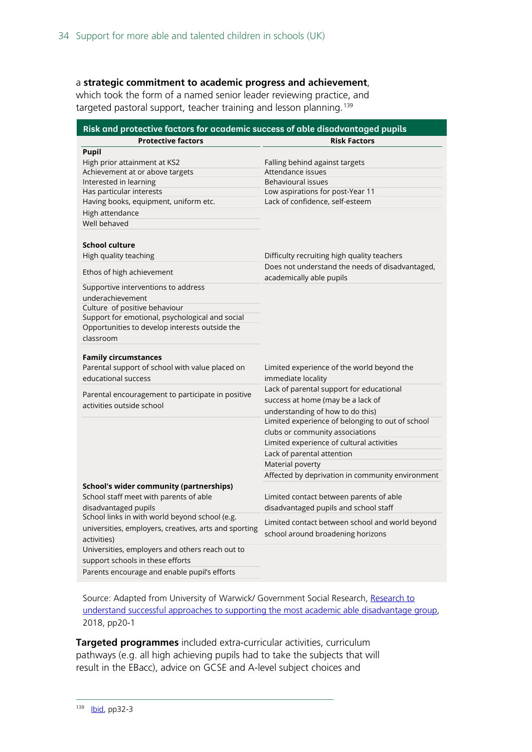a **strategic commitment to academic progress and achievement**, which took the form of a named senior leader reviewing practice, and targeted pastoral support, teacher training and lesson planning.[139]

**Risk and protective factors for academic success of able disadvantaged pupils**

| Protective factors | Risk Factors |
|---|---|
| **Pupil** | |
| High prior attainment at KS2 | Falling behind against targets |
| Achievement at or above targets | Attendance issues |
| Interested in learning | Behavioural issues |
| Has particular interests | Low aspirations for post-Year 11 |
| Having books, equipment, uniform etc. | Lack of confidence, self-esteem |
| High attendance | |
| Well behaved | |
| **School culture** | |
| High quality teaching | Difficulty recruiting high quality teachers |
| Ethos of high achievement | Does not understand the needs of disadvantaged, academically able pupils |
| Supportive interventions to address underachievement | |
| Culture of positive behaviour | |
| Support for emotional, psychological and social | |
| Opportunities to develop interests outside the classroom | |
| **Family circumstances** | |
| Parental support of school with value placed on educational success | Limited experience of the world beyond the immediate locality |
| Parental encouragement to participate in positive activities outside school | Lack of parental support for educational success at home (may be a lack of understanding of how to do this) |
| | Limited experience of belonging to out of school clubs or community associations |
| | Limited experience of cultural activities |
| | Lack of parental attention |
| | Material poverty |
| | Affected by deprivation in community environment |
| **School's wider community (partnerships)** | |
| School staff meet with parents of able disadvantaged pupils | Limited contact between parents of able disadvantaged pupils and school staff |
| School links in with world beyond school (e.g. universities, employers, creatives, arts and sporting activities) | Limited contact between school and world beyond school around broadening horizons |
| Universities, employers and others reach out to support schools in these efforts | |
| Parents encourage and enable pupil's efforts | |

Source: Adapted from University of Warwick/ Government Social Research, [Research to understand successful approaches to supporting the most academic able disadvantage group](), 2018, pp20-1

**Targeted programmes** included extra-curricular activities, curriculum pathways (e.g. all high achieving pupils had to take the subjects that will result in the EBacc), advice on GCSE and A-level subject choices and

[139] Ibid, pp32-3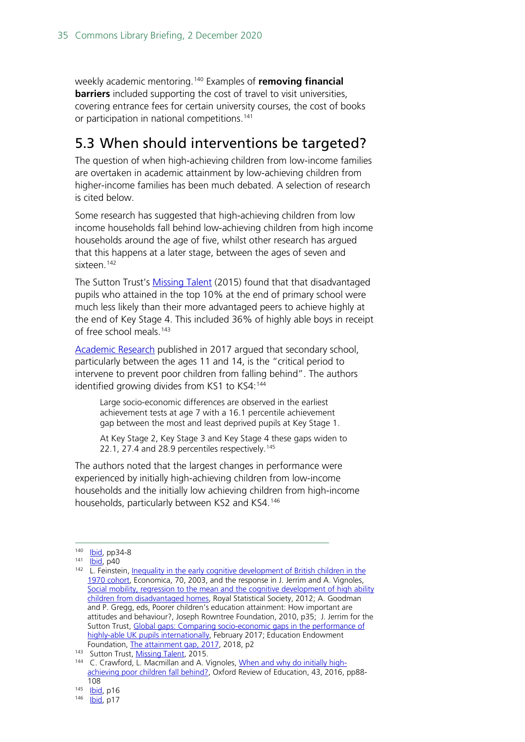weekly academic mentoring.[140] Examples of **removing financial barriers** included supporting the cost of travel to visit universities, covering entrance fees for certain university courses, the cost of books or participation in national competitions.[141]

## 5.3 When should interventions be targeted?

The question of when high-achieving children from low-income families are overtaken in academic attainment by low-achieving children from higher-income families has been much debated. A selection of research is cited below.

Some research has suggested that high-achieving children from low income households fall behind low-achieving children from high income households around the age of five, whilst other research has argued that this happens at a later stage, between the ages of seven and sixteen.[142]

The Sutton Trust's [Missing Talent] (2015) found that that disadvantaged pupils who attained in the top 10% at the end of primary school were much less likely than their more advantaged peers to achieve highly at the end of Key Stage 4. This included 36% of highly able boys in receipt of free school meals.[143]

[Academic Research] published in 2017 argued that secondary school, particularly between the ages 11 and 14, is the "critical period to intervene to prevent poor children from falling behind". The authors identified growing divides from KS1 to KS4:[144]

> Large socio-economic differences are observed in the earliest achievement tests at age 7 with a 16.1 percentile achievement gap between the most and least deprived pupils at Key Stage 1.
>
> At Key Stage 2, Key Stage 3 and Key Stage 4 these gaps widen to 22.1, 27.4 and 28.9 percentiles respectively.[145]

The authors noted that the largest changes in performance were experienced by initially high-achieving children from low-income households and the initially low achieving children from high-income households, particularly between KS2 and KS4.[146]

---

[140] Ibid, pp34-8

[141] Ibid, p40

[142] L. Feinstein, Inequality in the early cognitive development of British children in the 1970 cohort, Economica, 70, 2003, and the response in J. Jerrim and A. Vignoles, Social mobility, regression to the mean and the cognitive development of high ability children from disadvantaged homes, Royal Statistical Society, 2012; A. Goodman and P. Gregg, eds, Poorer children's education attainment: How important are attitudes and behaviour?, Joseph Rowntree Foundation, 2010, p35; J. Jerrim for the Sutton Trust, Global gaps: Comparing socio-economic gaps in the performance of highly-able UK pupils internationally, February 2017; Education Endowment Foundation, The attainment gap, 2017, 2018, p2

[143] Sutton Trust, Missing Talent, 2015.

[144] C. Crawford, L. Macmillan and A. Vignoles, When and why do initially high-achieving poor children fall behind?, Oxford Review of Education, 43, 2016, pp88-108

[145] Ibid, p16

[146] Ibid, p17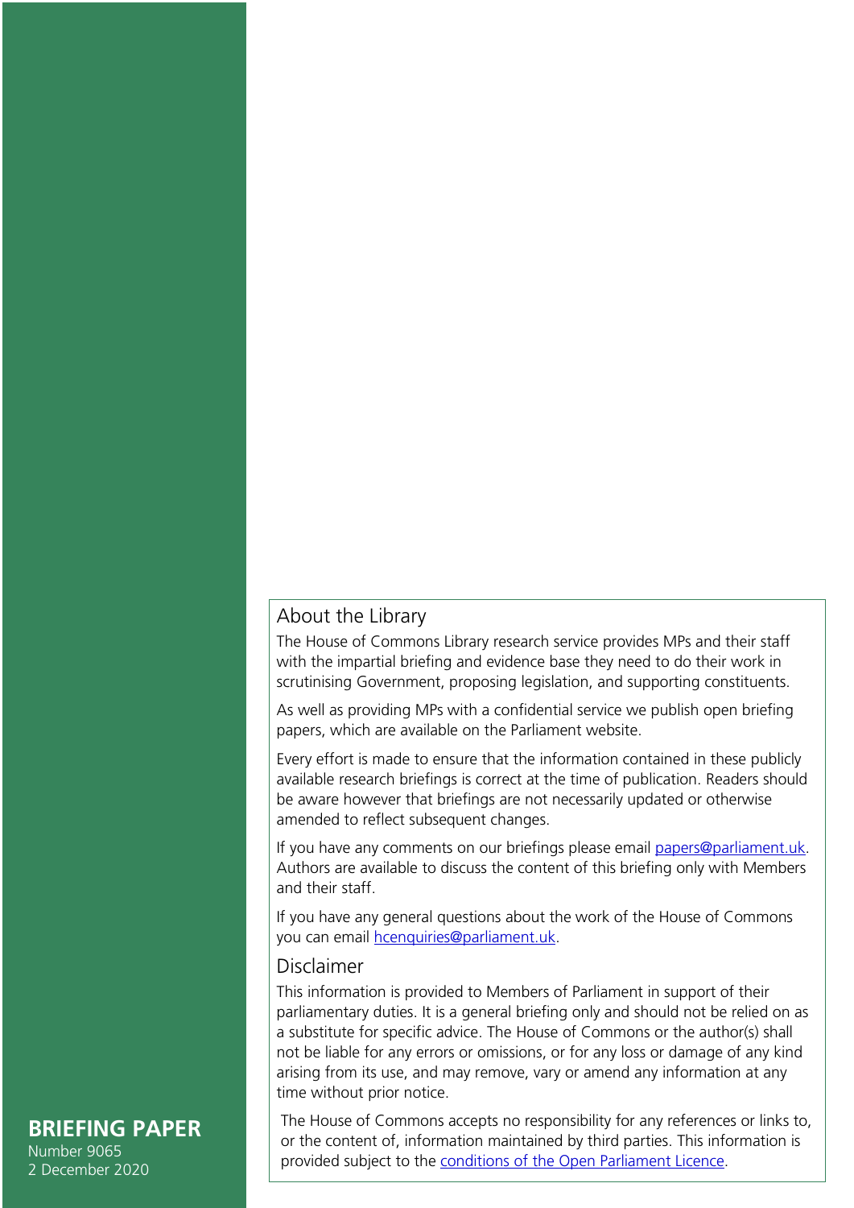## About the Library

The House of Commons Library research service provides MPs and their staff with the impartial briefing and evidence base they need to do their work in scrutinising Government, proposing legislation, and supporting constituents.

As well as providing MPs with a confidential service we publish open briefing papers, which are available on the Parliament website.

Every effort is made to ensure that the information contained in these publicly available research briefings is correct at the time of publication. Readers should be aware however that briefings are not necessarily updated or otherwise amended to reflect subsequent changes.

If you have any comments on our briefings please email papers@parliament.uk. Authors are available to discuss the content of this briefing only with Members and their staff.

If you have any general questions about the work of the House of Commons you can email hcenquiries@parliament.uk.

## Disclaimer

This information is provided to Members of Parliament in support of their parliamentary duties. It is a general briefing only and should not be relied on as a substitute for specific advice. The House of Commons or the author(s) shall not be liable for any errors or omissions, or for any loss or damage of any kind arising from its use, and may remove, vary or amend any information at any time without prior notice.

The House of Commons accepts no responsibility for any references or links to, or the content of, information maintained by third parties. This information is provided subject to the conditions of the Open Parliament Licence.

**BRIEFING PAPER**

Number 9065

2 December 2020